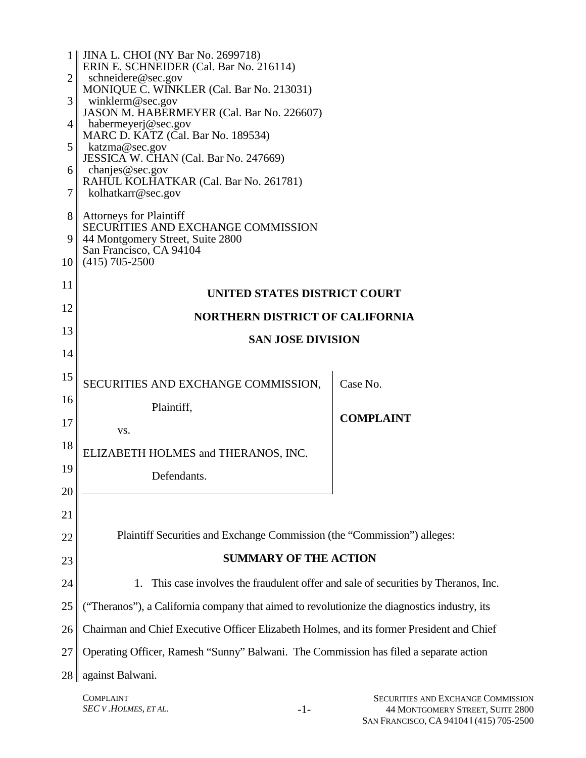JINA L. CHOI (NY Bar No. 2699718)
ERIN E. SCHNEIDER (Cal. Bar No. 216114)
schneidere@sec.gov
MONIQUE C. WINKLER (Cal. Bar No. 213031)
winklerm@sec.gov
JASON M. HABERMEYER (Cal. Bar No. 226607)
habermeyerj@sec.gov
MARC D. KATZ (Cal. Bar No. 189534)
katzma@sec.gov
JESSICA W. CHAN (Cal. Bar No. 247669)
chanjes@sec.gov
RAHUL KOLHATKAR (Cal. Bar No. 261781)
kolhatkarr@sec.gov

Attorneys for Plaintiff
SECURITIES AND EXCHANGE COMMISSION
44 Montgomery Street, Suite 2800
San Francisco, CA 94104
(415) 705-2500

**UNITED STATES DISTRICT COURT**

**NORTHERN DISTRICT OF CALIFORNIA**

**SAN JOSE DIVISION**

| | |
|---|---|
| SECURITIES AND EXCHANGE COMMISSION,<br><br>Plaintiff,<br><br>vs.<br><br>ELIZABETH HOLMES and THERANOS, INC.<br><br>Defendants. | Case No.<br><br>**COMPLAINT** |

Plaintiff Securities and Exchange Commission (the "Commission") alleges:

**SUMMARY OF THE ACTION**

1. This case involves the fraudulent offer and sale of securities by Theranos, Inc. ("Theranos"), a California company that aimed to revolutionize the diagnostics industry, its Chairman and Chief Executive Officer Elizabeth Holmes, and its former President and Chief Operating Officer, Ramesh "Sunny" Balwani. The Commission has filed a separate action against Balwani.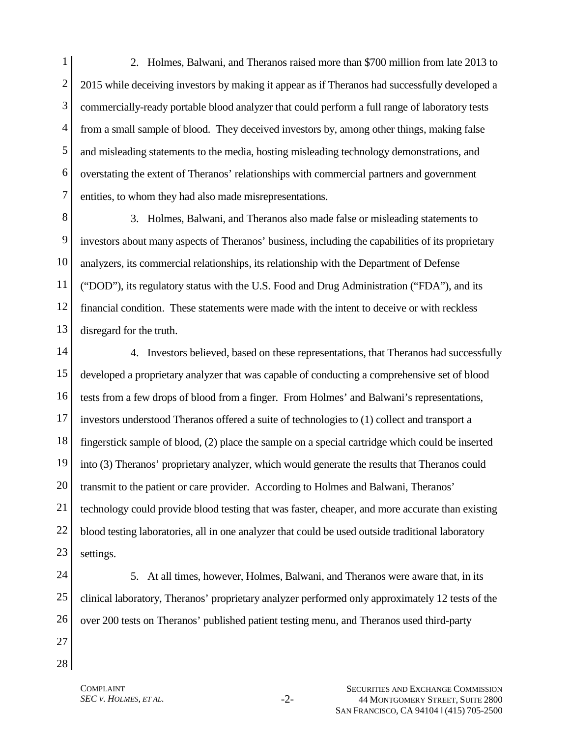2. Holmes, Balwani, and Theranos raised more than $700 million from late 2013 to 2015 while deceiving investors by making it appear as if Theranos had successfully developed a commercially-ready portable blood analyzer that could perform a full range of laboratory tests from a small sample of blood. They deceived investors by, among other things, making false and misleading statements to the media, hosting misleading technology demonstrations, and overstating the extent of Theranos' relationships with commercial partners and government entities, to whom they had also made misrepresentations.

3. Holmes, Balwani, and Theranos also made false or misleading statements to investors about many aspects of Theranos' business, including the capabilities of its proprietary analyzers, its commercial relationships, its relationship with the Department of Defense ("DOD"), its regulatory status with the U.S. Food and Drug Administration ("FDA"), and its financial condition. These statements were made with the intent to deceive or with reckless disregard for the truth.

4. Investors believed, based on these representations, that Theranos had successfully developed a proprietary analyzer that was capable of conducting a comprehensive set of blood tests from a few drops of blood from a finger. From Holmes' and Balwani's representations, investors understood Theranos offered a suite of technologies to (1) collect and transport a fingerstick sample of blood, (2) place the sample on a special cartridge which could be inserted into (3) Theranos' proprietary analyzer, which would generate the results that Theranos could transmit to the patient or care provider. According to Holmes and Balwani, Theranos' technology could provide blood testing that was faster, cheaper, and more accurate than existing blood testing laboratories, all in one analyzer that could be used outside traditional laboratory settings.

5. At all times, however, Holmes, Balwani, and Theranos were aware that, in its clinical laboratory, Theranos' proprietary analyzer performed only approximately 12 tests of the over 200 tests on Theranos' published patient testing menu, and Theranos used third-party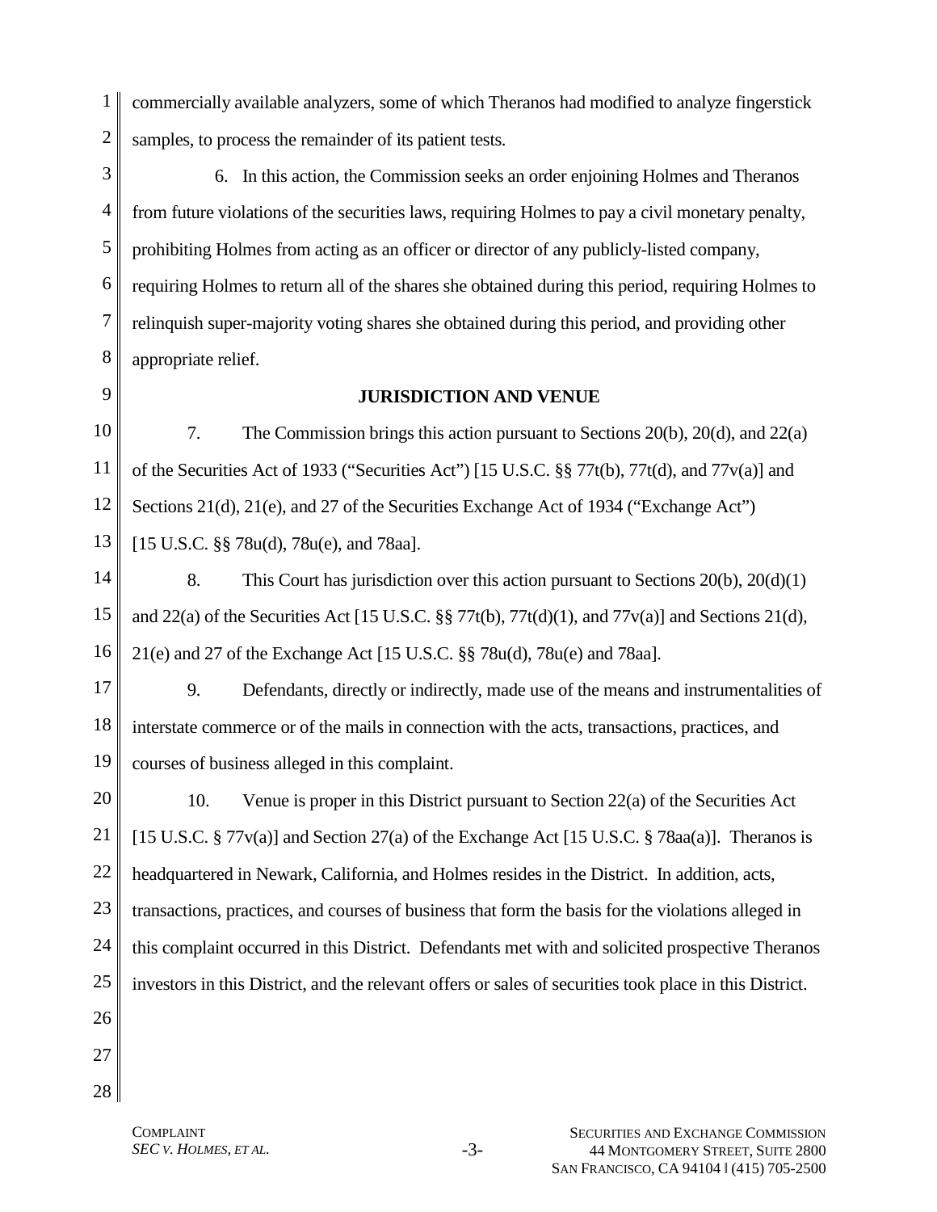commercially available analyzers, some of which Theranos had modified to analyze fingerstick samples, to process the remainder of its patient tests.

6. In this action, the Commission seeks an order enjoining Holmes and Theranos from future violations of the securities laws, requiring Holmes to pay a civil monetary penalty, prohibiting Holmes from acting as an officer or director of any publicly-listed company, requiring Holmes to return all of the shares she obtained during this period, requiring Holmes to relinquish super-majority voting shares she obtained during this period, and providing other appropriate relief.

## JURISDICTION AND VENUE

7. The Commission brings this action pursuant to Sections 20(b), 20(d), and 22(a) of the Securities Act of 1933 ("Securities Act") [15 U.S.C. §§ 77t(b), 77t(d), and 77v(a)] and Sections 21(d), 21(e), and 27 of the Securities Exchange Act of 1934 ("Exchange Act") [15 U.S.C. §§ 78u(d), 78u(e), and 78aa].

8. This Court has jurisdiction over this action pursuant to Sections 20(b), 20(d)(1) and 22(a) of the Securities Act [15 U.S.C. §§ 77t(b), 77t(d)(1), and 77v(a)] and Sections 21(d), 21(e) and 27 of the Exchange Act [15 U.S.C. §§ 78u(d), 78u(e) and 78aa].

9. Defendants, directly or indirectly, made use of the means and instrumentalities of interstate commerce or of the mails in connection with the acts, transactions, practices, and courses of business alleged in this complaint.

10. Venue is proper in this District pursuant to Section 22(a) of the Securities Act [15 U.S.C. § 77v(a)] and Section 27(a) of the Exchange Act [15 U.S.C. § 78aa(a)]. Theranos is headquartered in Newark, California, and Holmes resides in the District. In addition, acts, transactions, practices, and courses of business that form the basis for the violations alleged in this complaint occurred in this District. Defendants met with and solicited prospective Theranos investors in this District, and the relevant offers or sales of securities took place in this District.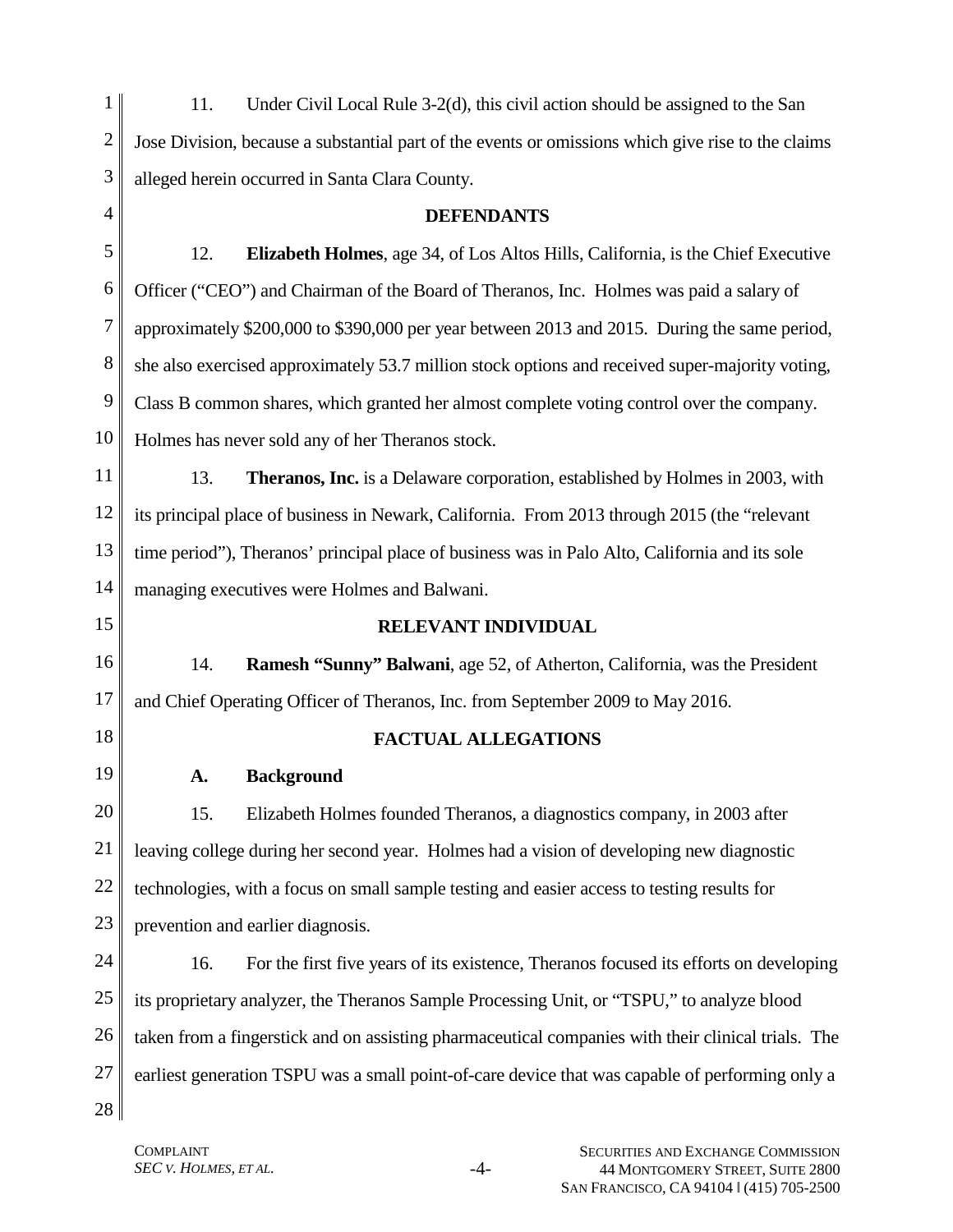11. Under Civil Local Rule 3-2(d), this civil action should be assigned to the San Jose Division, because a substantial part of the events or omissions which give rise to the claims alleged herein occurred in Santa Clara County.

## DEFENDANTS

12. **Elizabeth Holmes**, age 34, of Los Altos Hills, California, is the Chief Executive Officer ("CEO") and Chairman of the Board of Theranos, Inc. Holmes was paid a salary of approximately $200,000 to $390,000 per year between 2013 and 2015. During the same period, she also exercised approximately 53.7 million stock options and received super-majority voting, Class B common shares, which granted her almost complete voting control over the company. Holmes has never sold any of her Theranos stock.

13. **Theranos, Inc.** is a Delaware corporation, established by Holmes in 2003, with its principal place of business in Newark, California. From 2013 through 2015 (the "relevant time period"), Theranos' principal place of business was in Palo Alto, California and its sole managing executives were Holmes and Balwani.

## RELEVANT INDIVIDUAL

14. **Ramesh "Sunny" Balwani**, age 52, of Atherton, California, was the President and Chief Operating Officer of Theranos, Inc. from September 2009 to May 2016.

## FACTUAL ALLEGATIONS

### A. Background

15. Elizabeth Holmes founded Theranos, a diagnostics company, in 2003 after leaving college during her second year. Holmes had a vision of developing new diagnostic technologies, with a focus on small sample testing and easier access to testing results for prevention and earlier diagnosis.

16. For the first five years of its existence, Theranos focused its efforts on developing its proprietary analyzer, the Theranos Sample Processing Unit, or "TSPU," to analyze blood taken from a fingerstick and on assisting pharmaceutical companies with their clinical trials. The earliest generation TSPU was a small point-of-care device that was capable of performing only a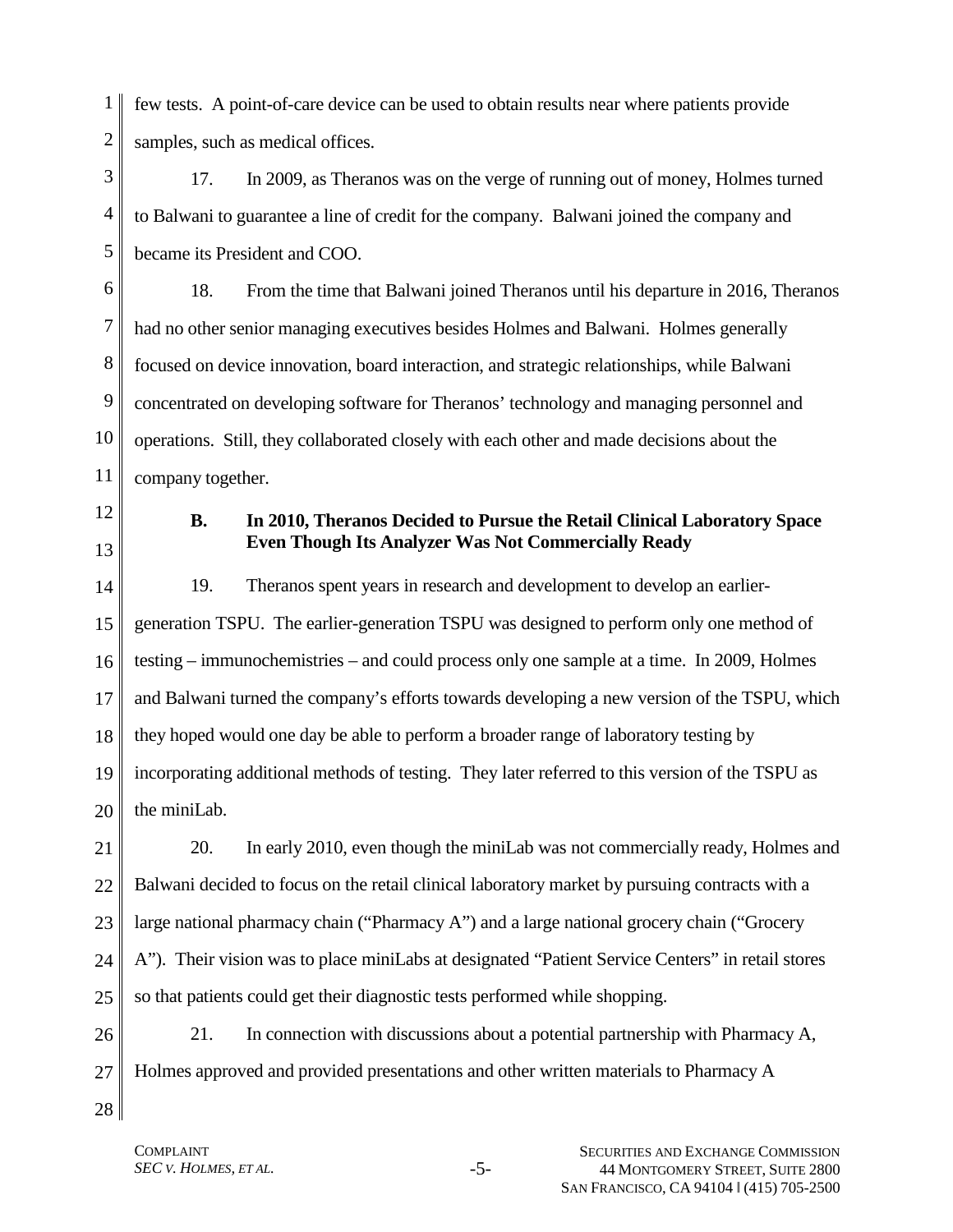few tests. A point-of-care device can be used to obtain results near where patients provide samples, such as medical offices.

17. In 2009, as Theranos was on the verge of running out of money, Holmes turned to Balwani to guarantee a line of credit for the company. Balwani joined the company and became its President and COO.

18. From the time that Balwani joined Theranos until his departure in 2016, Theranos had no other senior managing executives besides Holmes and Balwani. Holmes generally focused on device innovation, board interaction, and strategic relationships, while Balwani concentrated on developing software for Theranos' technology and managing personnel and operations. Still, they collaborated closely with each other and made decisions about the company together.

### B. In 2010, Theranos Decided to Pursue the Retail Clinical Laboratory Space Even Though Its Analyzer Was Not Commercially Ready

19. Theranos spent years in research and development to develop an earlier-generation TSPU. The earlier-generation TSPU was designed to perform only one method of testing – immunochemistries – and could process only one sample at a time. In 2009, Holmes and Balwani turned the company's efforts towards developing a new version of the TSPU, which they hoped would one day be able to perform a broader range of laboratory testing by incorporating additional methods of testing. They later referred to this version of the TSPU as the miniLab.

20. In early 2010, even though the miniLab was not commercially ready, Holmes and Balwani decided to focus on the retail clinical laboratory market by pursuing contracts with a large national pharmacy chain ("Pharmacy A") and a large national grocery chain ("Grocery A"). Their vision was to place miniLabs at designated "Patient Service Centers" in retail stores so that patients could get their diagnostic tests performed while shopping.

21. In connection with discussions about a potential partnership with Pharmacy A, Holmes approved and provided presentations and other written materials to Pharmacy A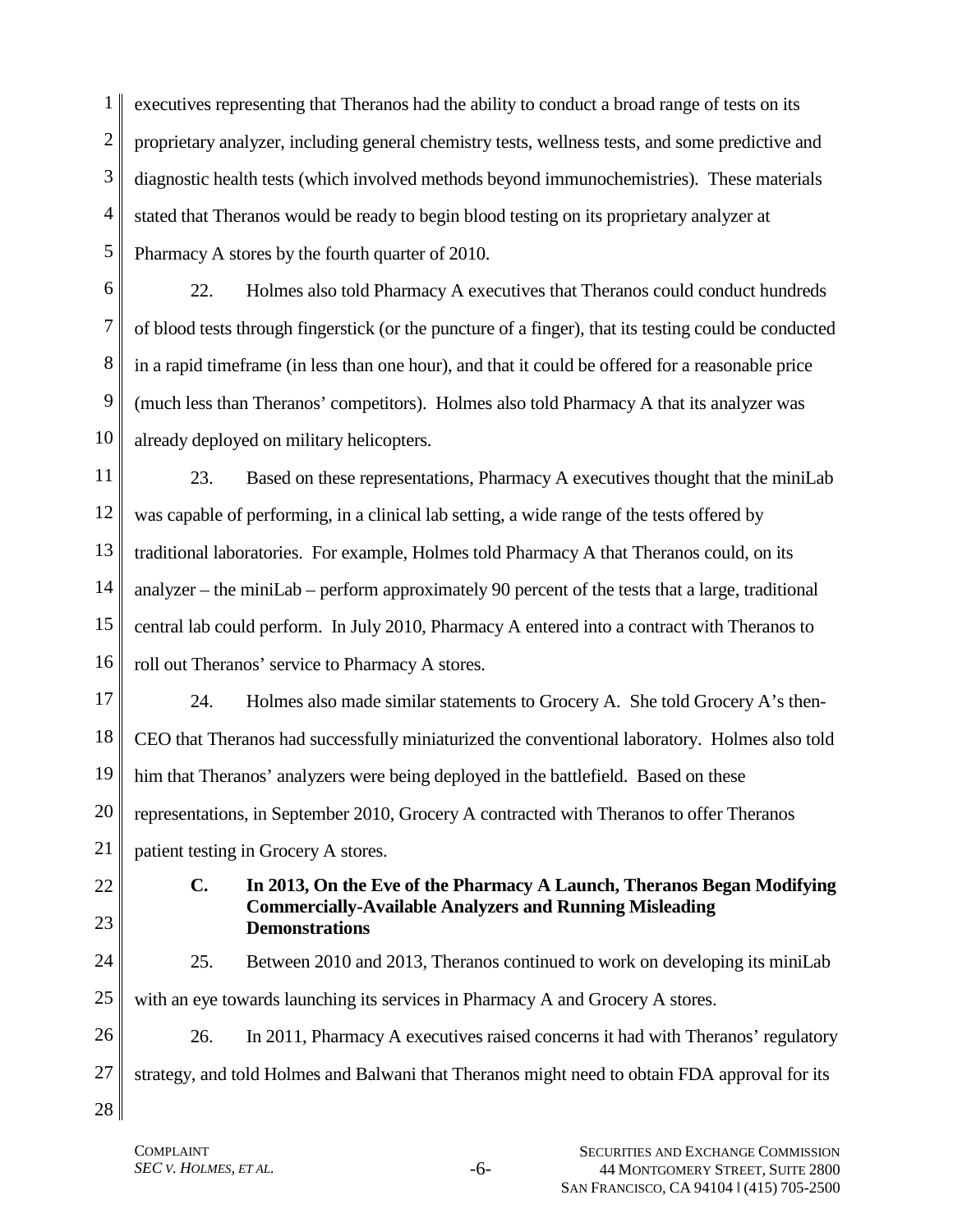executives representing that Theranos had the ability to conduct a broad range of tests on its proprietary analyzer, including general chemistry tests, wellness tests, and some predictive and diagnostic health tests (which involved methods beyond immunochemistries). These materials stated that Theranos would be ready to begin blood testing on its proprietary analyzer at Pharmacy A stores by the fourth quarter of 2010.

22. Holmes also told Pharmacy A executives that Theranos could conduct hundreds of blood tests through fingerstick (or the puncture of a finger), that its testing could be conducted in a rapid timeframe (in less than one hour), and that it could be offered for a reasonable price (much less than Theranos' competitors). Holmes also told Pharmacy A that its analyzer was already deployed on military helicopters.

23. Based on these representations, Pharmacy A executives thought that the miniLab was capable of performing, in a clinical lab setting, a wide range of the tests offered by traditional laboratories. For example, Holmes told Pharmacy A that Theranos could, on its analyzer – the miniLab – perform approximately 90 percent of the tests that a large, traditional central lab could perform. In July 2010, Pharmacy A entered into a contract with Theranos to roll out Theranos' service to Pharmacy A stores.

24. Holmes also made similar statements to Grocery A. She told Grocery A's then-CEO that Theranos had successfully miniaturized the conventional laboratory. Holmes also told him that Theranos' analyzers were being deployed in the battlefield. Based on these representations, in September 2010, Grocery A contracted with Theranos to offer Theranos patient testing in Grocery A stores.

### C. In 2013, On the Eve of the Pharmacy A Launch, Theranos Began Modifying Commercially-Available Analyzers and Running Misleading Demonstrations

25. Between 2010 and 2013, Theranos continued to work on developing its miniLab with an eye towards launching its services in Pharmacy A and Grocery A stores.

26. In 2011, Pharmacy A executives raised concerns it had with Theranos' regulatory strategy, and told Holmes and Balwani that Theranos might need to obtain FDA approval for its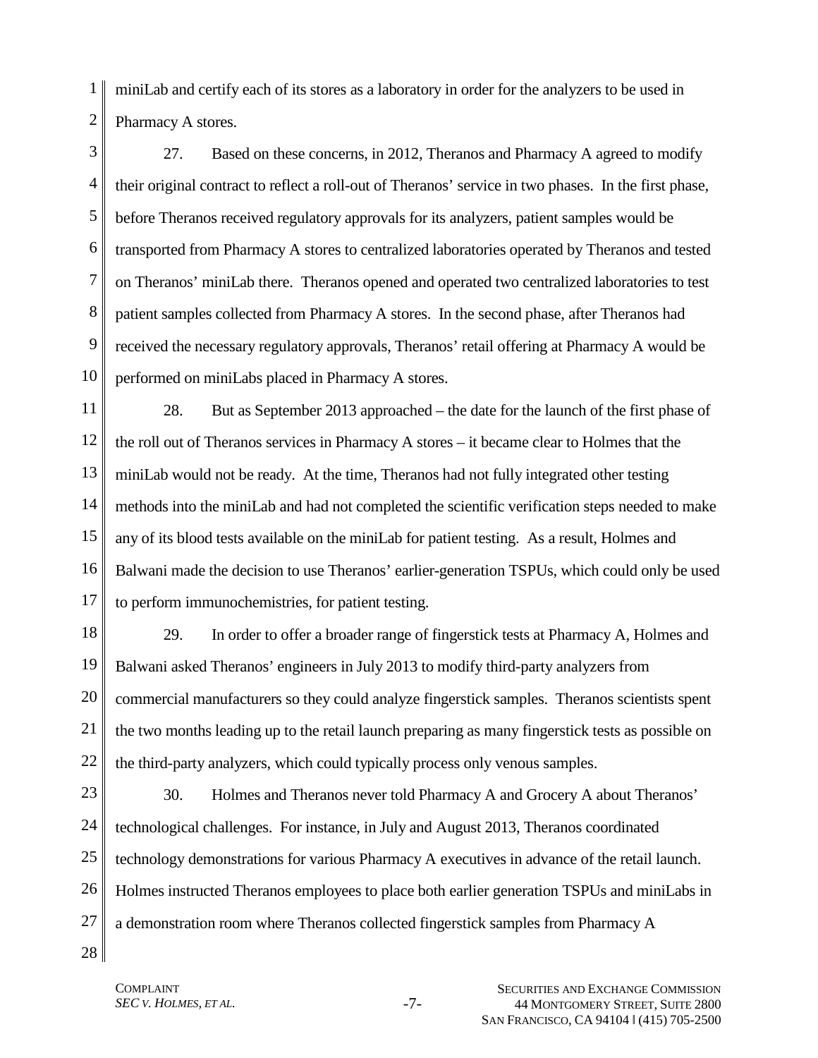miniLab and certify each of its stores as a laboratory in order for the analyzers to be used in Pharmacy A stores.

27. Based on these concerns, in 2012, Theranos and Pharmacy A agreed to modify their original contract to reflect a roll-out of Theranos' service in two phases. In the first phase, before Theranos received regulatory approvals for its analyzers, patient samples would be transported from Pharmacy A stores to centralized laboratories operated by Theranos and tested on Theranos' miniLab there. Theranos opened and operated two centralized laboratories to test patient samples collected from Pharmacy A stores. In the second phase, after Theranos had received the necessary regulatory approvals, Theranos' retail offering at Pharmacy A would be performed on miniLabs placed in Pharmacy A stores.

28. But as September 2013 approached – the date for the launch of the first phase of the roll out of Theranos services in Pharmacy A stores – it became clear to Holmes that the miniLab would not be ready. At the time, Theranos had not fully integrated other testing methods into the miniLab and had not completed the scientific verification steps needed to make any of its blood tests available on the miniLab for patient testing. As a result, Holmes and Balwani made the decision to use Theranos' earlier-generation TSPUs, which could only be used to perform immunochemistries, for patient testing.

29. In order to offer a broader range of fingerstick tests at Pharmacy A, Holmes and Balwani asked Theranos' engineers in July 2013 to modify third-party analyzers from commercial manufacturers so they could analyze fingerstick samples. Theranos scientists spent the two months leading up to the retail launch preparing as many fingerstick tests as possible on the third-party analyzers, which could typically process only venous samples.

30. Holmes and Theranos never told Pharmacy A and Grocery A about Theranos' technological challenges. For instance, in July and August 2013, Theranos coordinated technology demonstrations for various Pharmacy A executives in advance of the retail launch. Holmes instructed Theranos employees to place both earlier generation TSPUs and miniLabs in a demonstration room where Theranos collected fingerstick samples from Pharmacy A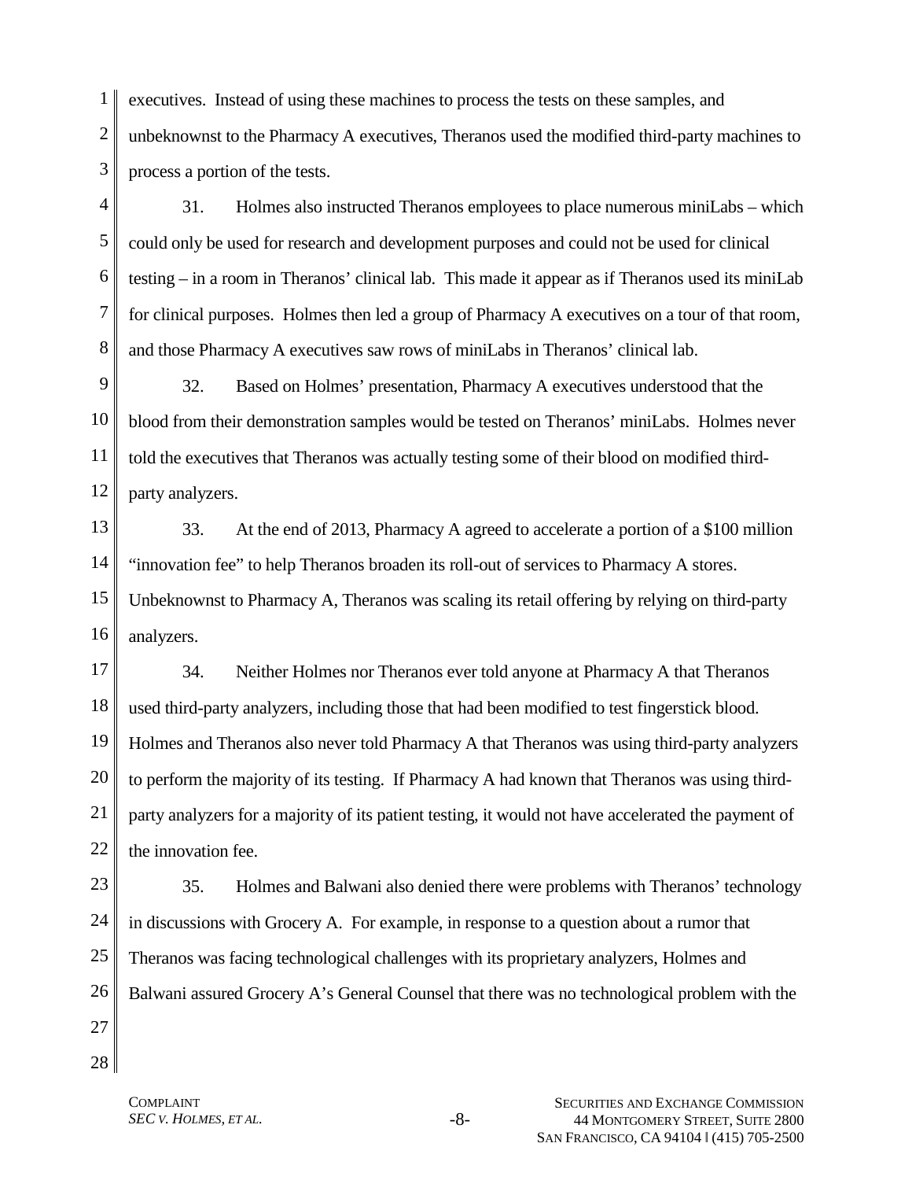executives. Instead of using these machines to process the tests on these samples, and unbeknownst to the Pharmacy A executives, Theranos used the modified third-party machines to process a portion of the tests.

31. Holmes also instructed Theranos employees to place numerous miniLabs – which could only be used for research and development purposes and could not be used for clinical testing – in a room in Theranos' clinical lab. This made it appear as if Theranos used its miniLab for clinical purposes. Holmes then led a group of Pharmacy A executives on a tour of that room, and those Pharmacy A executives saw rows of miniLabs in Theranos' clinical lab.

32. Based on Holmes' presentation, Pharmacy A executives understood that the blood from their demonstration samples would be tested on Theranos' miniLabs. Holmes never told the executives that Theranos was actually testing some of their blood on modified third-party analyzers.

33. At the end of 2013, Pharmacy A agreed to accelerate a portion of a $100 million "innovation fee" to help Theranos broaden its roll-out of services to Pharmacy A stores. Unbeknownst to Pharmacy A, Theranos was scaling its retail offering by relying on third-party analyzers.

34. Neither Holmes nor Theranos ever told anyone at Pharmacy A that Theranos used third-party analyzers, including those that had been modified to test fingerstick blood. Holmes and Theranos also never told Pharmacy A that Theranos was using third-party analyzers to perform the majority of its testing. If Pharmacy A had known that Theranos was using third-party analyzers for a majority of its patient testing, it would not have accelerated the payment of the innovation fee.

35. Holmes and Balwani also denied there were problems with Theranos' technology in discussions with Grocery A. For example, in response to a question about a rumor that Theranos was facing technological challenges with its proprietary analyzers, Holmes and Balwani assured Grocery A's General Counsel that there was no technological problem with the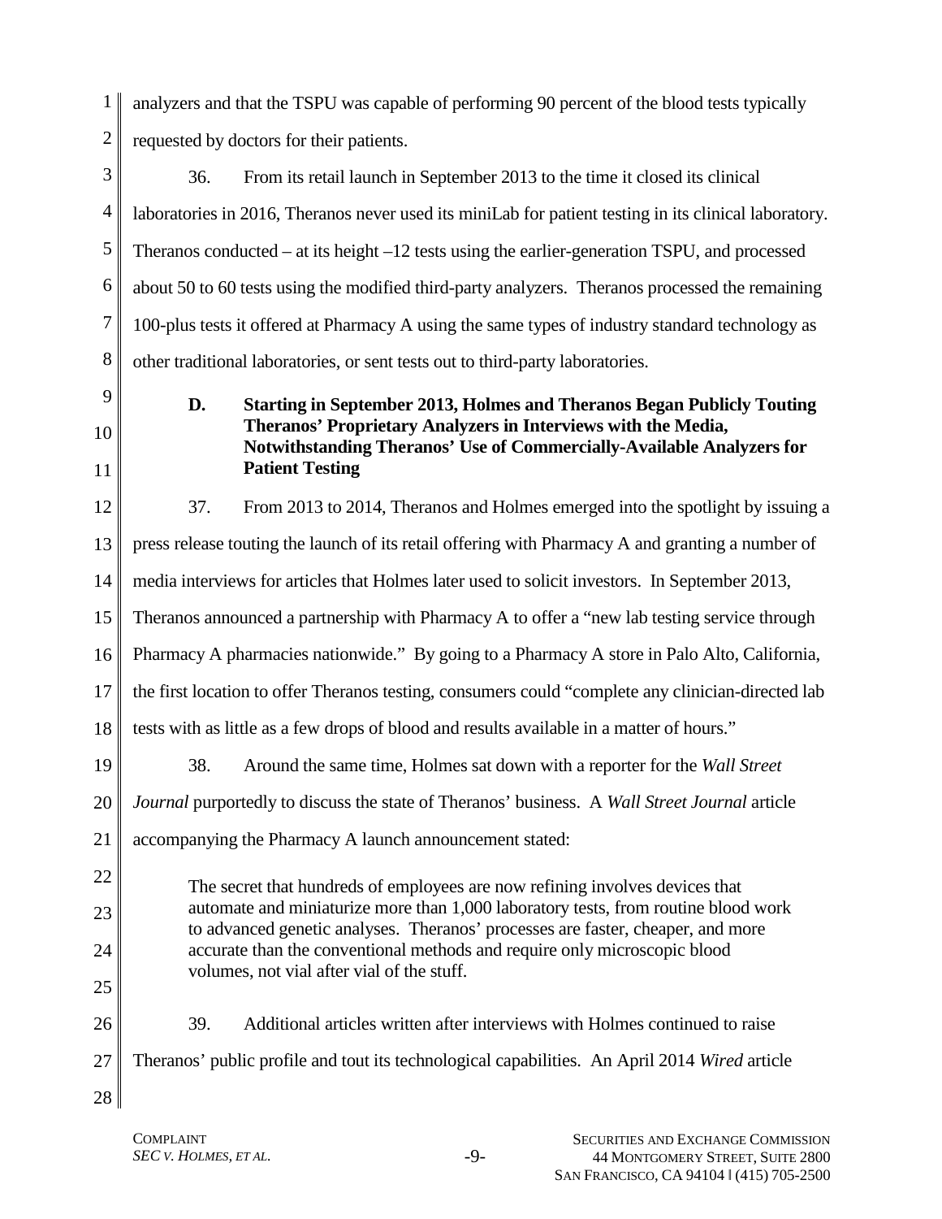analyzers and that the TSPU was capable of performing 90 percent of the blood tests typically requested by doctors for their patients.

36. From its retail launch in September 2013 to the time it closed its clinical laboratories in 2016, Theranos never used its miniLab for patient testing in its clinical laboratory. Theranos conducted – at its height –12 tests using the earlier-generation TSPU, and processed about 50 to 60 tests using the modified third-party analyzers. Theranos processed the remaining 100-plus tests it offered at Pharmacy A using the same types of industry standard technology as other traditional laboratories, or sent tests out to third-party laboratories.

### D. Starting in September 2013, Holmes and Theranos Began Publicly Touting Theranos' Proprietary Analyzers in Interviews with the Media, Notwithstanding Theranos' Use of Commercially-Available Analyzers for Patient Testing

37. From 2013 to 2014, Theranos and Holmes emerged into the spotlight by issuing a press release touting the launch of its retail offering with Pharmacy A and granting a number of media interviews for articles that Holmes later used to solicit investors. In September 2013, Theranos announced a partnership with Pharmacy A to offer a "new lab testing service through Pharmacy A pharmacies nationwide." By going to a Pharmacy A store in Palo Alto, California, the first location to offer Theranos testing, consumers could "complete any clinician-directed lab tests with as little as a few drops of blood and results available in a matter of hours."

38. Around the same time, Holmes sat down with a reporter for the *Wall Street Journal* purportedly to discuss the state of Theranos' business. A *Wall Street Journal* article accompanying the Pharmacy A launch announcement stated:

> The secret that hundreds of employees are now refining involves devices that automate and miniaturize more than 1,000 laboratory tests, from routine blood work to advanced genetic analyses. Theranos' processes are faster, cheaper, and more accurate than the conventional methods and require only microscopic blood volumes, not vial after vial of the stuff.

39. Additional articles written after interviews with Holmes continued to raise Theranos' public profile and tout its technological capabilities. An April 2014 *Wired* article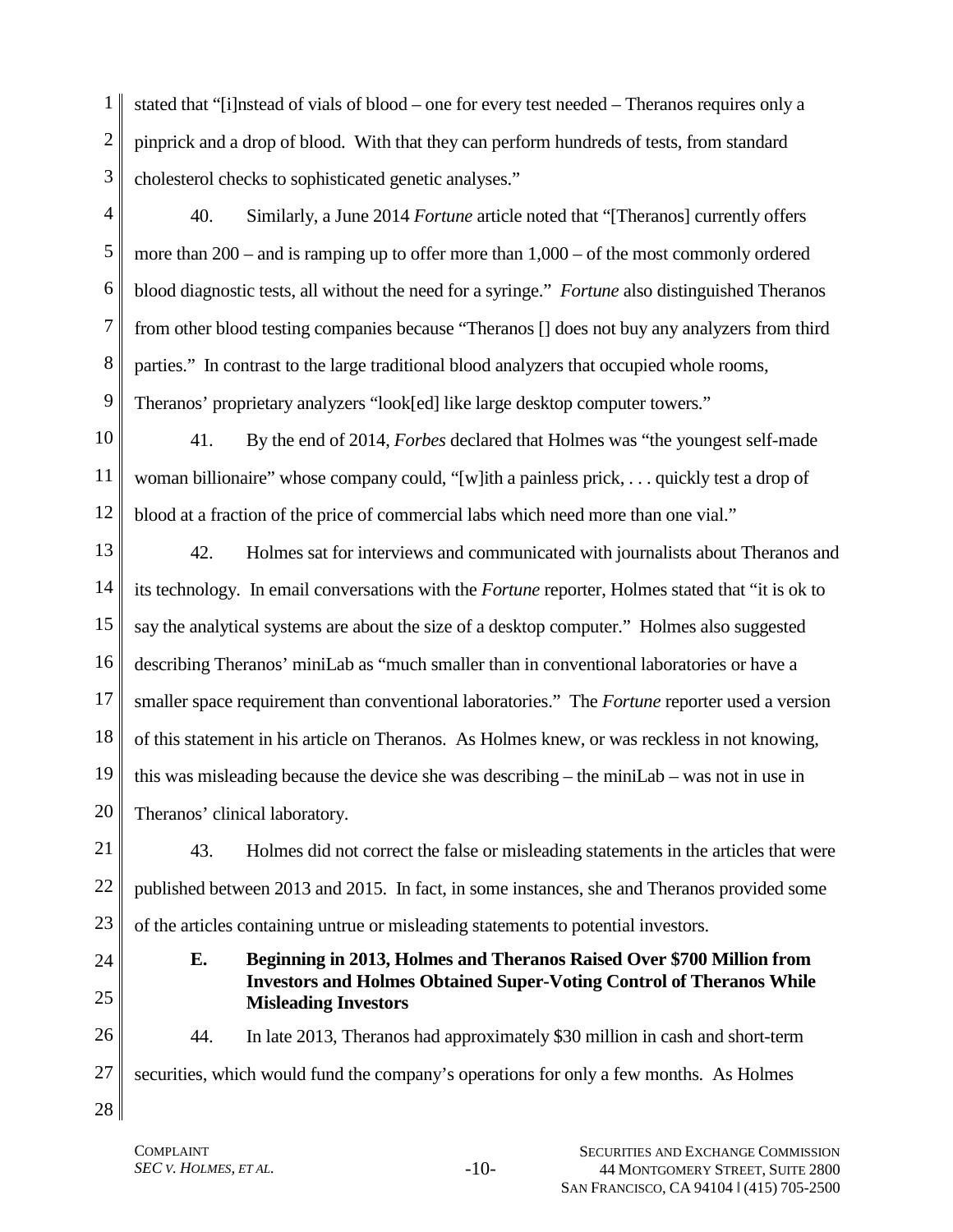stated that "[i]nstead of vials of blood – one for every test needed – Theranos requires only a pinprick and a drop of blood. With that they can perform hundreds of tests, from standard cholesterol checks to sophisticated genetic analyses."

40. Similarly, a June 2014 *Fortune* article noted that "[Theranos] currently offers more than 200 – and is ramping up to offer more than 1,000 – of the most commonly ordered blood diagnostic tests, all without the need for a syringe." *Fortune* also distinguished Theranos from other blood testing companies because "Theranos [] does not buy any analyzers from third parties." In contrast to the large traditional blood analyzers that occupied whole rooms, Theranos' proprietary analyzers "look[ed] like large desktop computer towers."

41. By the end of 2014, *Forbes* declared that Holmes was "the youngest self-made woman billionaire" whose company could, "[w]ith a painless prick, . . . quickly test a drop of blood at a fraction of the price of commercial labs which need more than one vial."

42. Holmes sat for interviews and communicated with journalists about Theranos and its technology. In email conversations with the *Fortune* reporter, Holmes stated that "it is ok to say the analytical systems are about the size of a desktop computer." Holmes also suggested describing Theranos' miniLab as "much smaller than in conventional laboratories or have a smaller space requirement than conventional laboratories." The *Fortune* reporter used a version of this statement in his article on Theranos. As Holmes knew, or was reckless in not knowing, this was misleading because the device she was describing – the miniLab – was not in use in Theranos' clinical laboratory.

43. Holmes did not correct the false or misleading statements in the articles that were published between 2013 and 2015. In fact, in some instances, she and Theranos provided some of the articles containing untrue or misleading statements to potential investors.

### E. Beginning in 2013, Holmes and Theranos Raised Over $700 Million from Investors and Holmes Obtained Super-Voting Control of Theranos While Misleading Investors

44. In late 2013, Theranos had approximately $30 million in cash and short-term securities, which would fund the company's operations for only a few months. As Holmes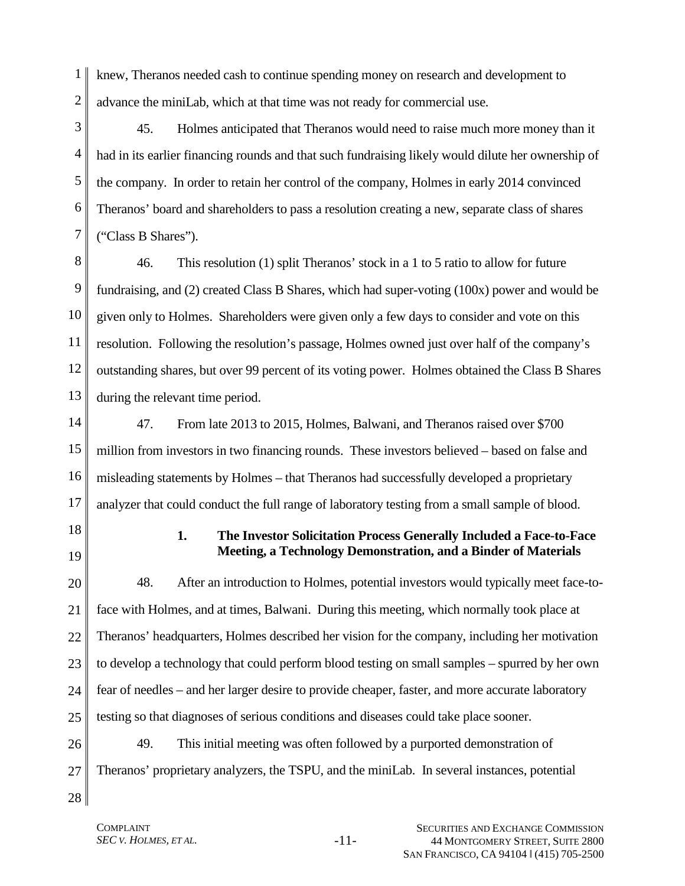knew, Theranos needed cash to continue spending money on research and development to advance the miniLab, which at that time was not ready for commercial use.

45. Holmes anticipated that Theranos would need to raise much more money than it had in its earlier financing rounds and that such fundraising likely would dilute her ownership of the company. In order to retain her control of the company, Holmes in early 2014 convinced Theranos' board and shareholders to pass a resolution creating a new, separate class of shares ("Class B Shares").

46. This resolution (1) split Theranos' stock in a 1 to 5 ratio to allow for future fundraising, and (2) created Class B Shares, which had super-voting (100x) power and would be given only to Holmes. Shareholders were given only a few days to consider and vote on this resolution. Following the resolution's passage, Holmes owned just over half of the company's outstanding shares, but over 99 percent of its voting power. Holmes obtained the Class B Shares during the relevant time period.

47. From late 2013 to 2015, Holmes, Balwani, and Theranos raised over $700 million from investors in two financing rounds. These investors believed – based on false and misleading statements by Holmes – that Theranos had successfully developed a proprietary analyzer that could conduct the full range of laboratory testing from a small sample of blood.

### 1. The Investor Solicitation Process Generally Included a Face-to-Face Meeting, a Technology Demonstration, and a Binder of Materials

48. After an introduction to Holmes, potential investors would typically meet face-to-face with Holmes, and at times, Balwani. During this meeting, which normally took place at Theranos' headquarters, Holmes described her vision for the company, including her motivation to develop a technology that could perform blood testing on small samples – spurred by her own fear of needles – and her larger desire to provide cheaper, faster, and more accurate laboratory testing so that diagnoses of serious conditions and diseases could take place sooner.

49. This initial meeting was often followed by a purported demonstration of Theranos' proprietary analyzers, the TSPU, and the miniLab. In several instances, potential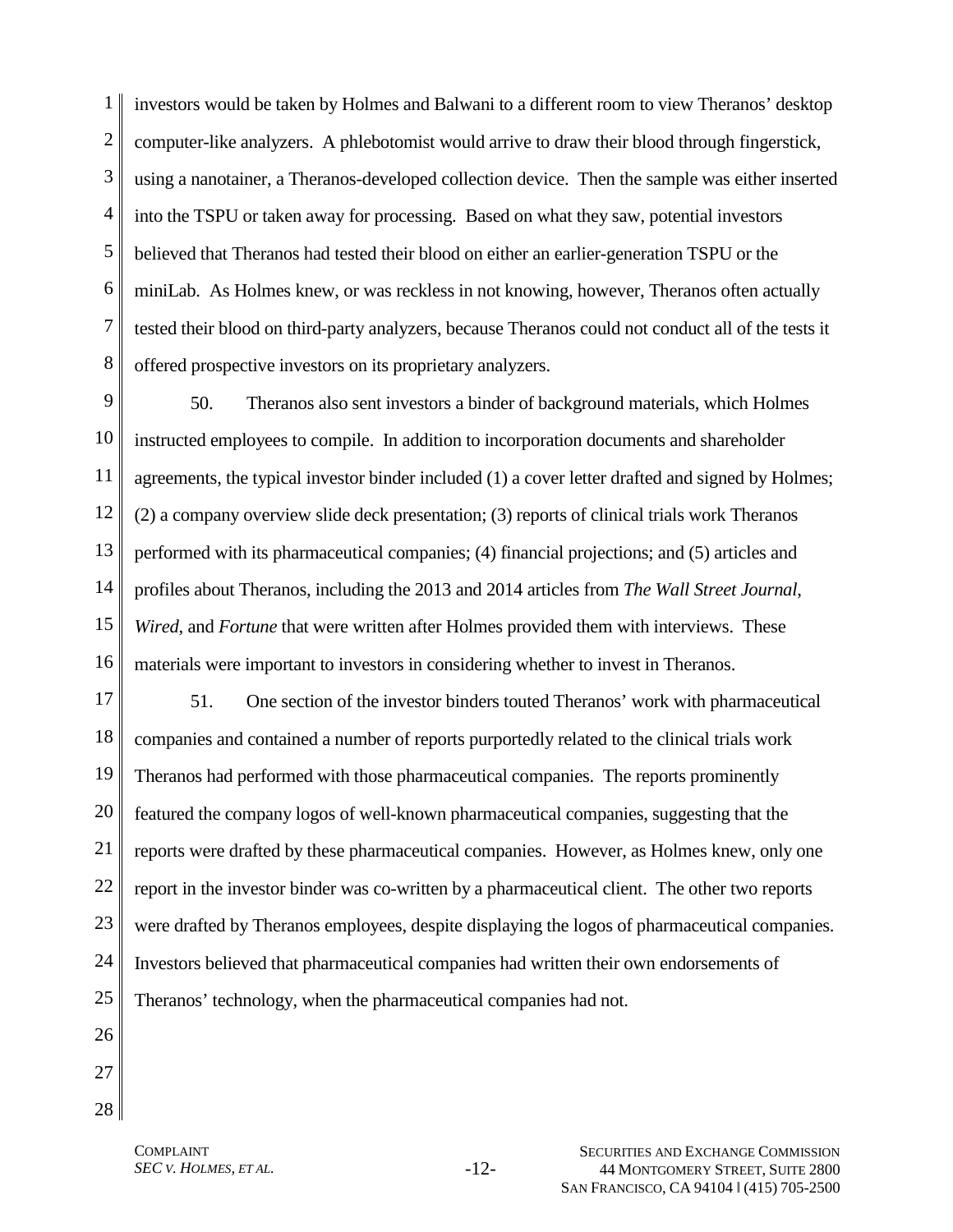investors would be taken by Holmes and Balwani to a different room to view Theranos' desktop computer-like analyzers. A phlebotomist would arrive to draw their blood through fingerstick, using a nanotainer, a Theranos-developed collection device. Then the sample was either inserted into the TSPU or taken away for processing. Based on what they saw, potential investors believed that Theranos had tested their blood on either an earlier-generation TSPU or the miniLab. As Holmes knew, or was reckless in not knowing, however, Theranos often actually tested their blood on third-party analyzers, because Theranos could not conduct all of the tests it offered prospective investors on its proprietary analyzers.

50. Theranos also sent investors a binder of background materials, which Holmes instructed employees to compile. In addition to incorporation documents and shareholder agreements, the typical investor binder included (1) a cover letter drafted and signed by Holmes; (2) a company overview slide deck presentation; (3) reports of clinical trials work Theranos performed with its pharmaceutical companies; (4) financial projections; and (5) articles and profiles about Theranos, including the 2013 and 2014 articles from *The Wall Street Journal*, *Wired*, and *Fortune* that were written after Holmes provided them with interviews. These materials were important to investors in considering whether to invest in Theranos.

51. One section of the investor binders touted Theranos' work with pharmaceutical companies and contained a number of reports purportedly related to the clinical trials work Theranos had performed with those pharmaceutical companies. The reports prominently featured the company logos of well-known pharmaceutical companies, suggesting that the reports were drafted by these pharmaceutical companies. However, as Holmes knew, only one report in the investor binder was co-written by a pharmaceutical client. The other two reports were drafted by Theranos employees, despite displaying the logos of pharmaceutical companies. Investors believed that pharmaceutical companies had written their own endorsements of Theranos' technology, when the pharmaceutical companies had not.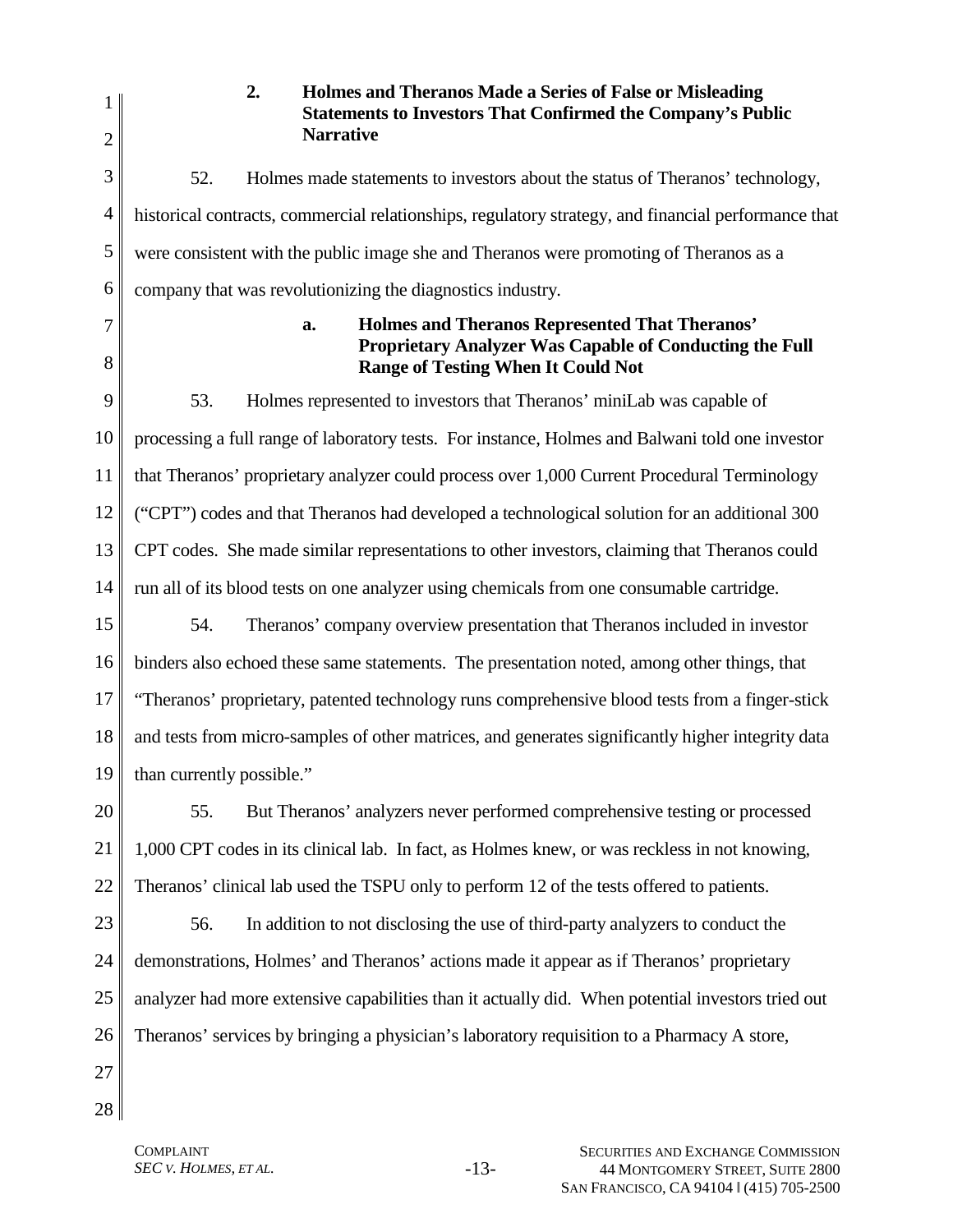### 2. Holmes and Theranos Made a Series of False or Misleading Statements to Investors That Confirmed the Company's Public Narrative

52. Holmes made statements to investors about the status of Theranos' technology, historical contracts, commercial relationships, regulatory strategy, and financial performance that were consistent with the public image she and Theranos were promoting of Theranos as a company that was revolutionizing the diagnostics industry.

#### a. Holmes and Theranos Represented That Theranos' Proprietary Analyzer Was Capable of Conducting the Full Range of Testing When It Could Not

53. Holmes represented to investors that Theranos' miniLab was capable of processing a full range of laboratory tests. For instance, Holmes and Balwani told one investor that Theranos' proprietary analyzer could process over 1,000 Current Procedural Terminology ("CPT") codes and that Theranos had developed a technological solution for an additional 300 CPT codes. She made similar representations to other investors, claiming that Theranos could run all of its blood tests on one analyzer using chemicals from one consumable cartridge.

54. Theranos' company overview presentation that Theranos included in investor binders also echoed these same statements. The presentation noted, among other things, that "Theranos' proprietary, patented technology runs comprehensive blood tests from a finger-stick and tests from micro-samples of other matrices, and generates significantly higher integrity data than currently possible."

55. But Theranos' analyzers never performed comprehensive testing or processed 1,000 CPT codes in its clinical lab. In fact, as Holmes knew, or was reckless in not knowing, Theranos' clinical lab used the TSPU only to perform 12 of the tests offered to patients.

56. In addition to not disclosing the use of third-party analyzers to conduct the demonstrations, Holmes' and Theranos' actions made it appear as if Theranos' proprietary analyzer had more extensive capabilities than it actually did. When potential investors tried out Theranos' services by bringing a physician's laboratory requisition to a Pharmacy A store,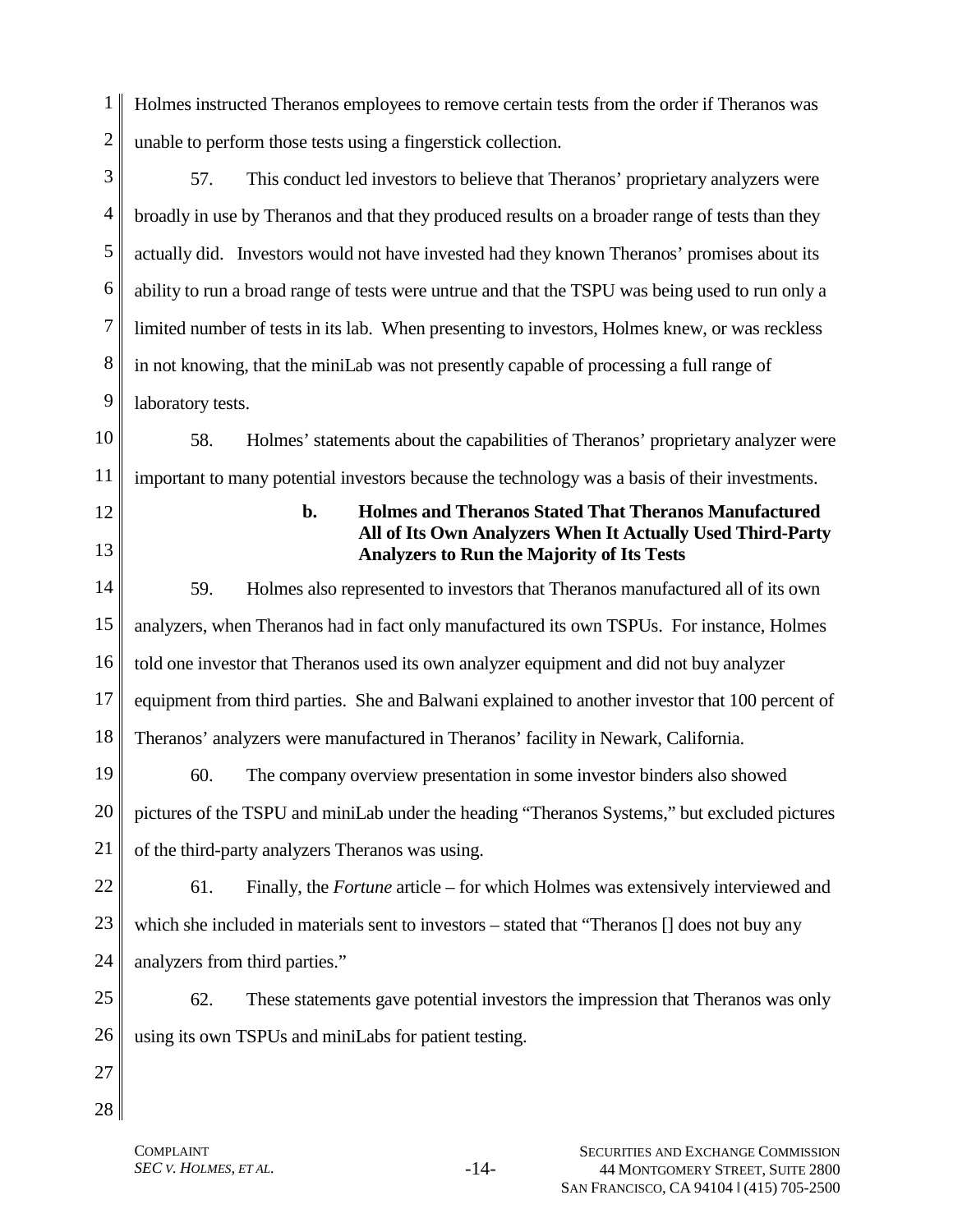Holmes instructed Theranos employees to remove certain tests from the order if Theranos was unable to perform those tests using a fingerstick collection.

57. This conduct led investors to believe that Theranos' proprietary analyzers were broadly in use by Theranos and that they produced results on a broader range of tests than they actually did. Investors would not have invested had they known Theranos' promises about its ability to run a broad range of tests were untrue and that the TSPU was being used to run only a limited number of tests in its lab. When presenting to investors, Holmes knew, or was reckless in not knowing, that the miniLab was not presently capable of processing a full range of laboratory tests.

58. Holmes' statements about the capabilities of Theranos' proprietary analyzer were important to many potential investors because the technology was a basis of their investments.

**b. Holmes and Theranos Stated That Theranos Manufactured All of Its Own Analyzers When It Actually Used Third-Party Analyzers to Run the Majority of Its Tests**

59. Holmes also represented to investors that Theranos manufactured all of its own analyzers, when Theranos had in fact only manufactured its own TSPUs. For instance, Holmes told one investor that Theranos used its own analyzer equipment and did not buy analyzer equipment from third parties. She and Balwani explained to another investor that 100 percent of Theranos' analyzers were manufactured in Theranos' facility in Newark, California.

60. The company overview presentation in some investor binders also showed pictures of the TSPU and miniLab under the heading "Theranos Systems," but excluded pictures of the third-party analyzers Theranos was using.

61. Finally, the *Fortune* article – for which Holmes was extensively interviewed and which she included in materials sent to investors – stated that "Theranos [] does not buy any analyzers from third parties."

62. These statements gave potential investors the impression that Theranos was only using its own TSPUs and miniLabs for patient testing.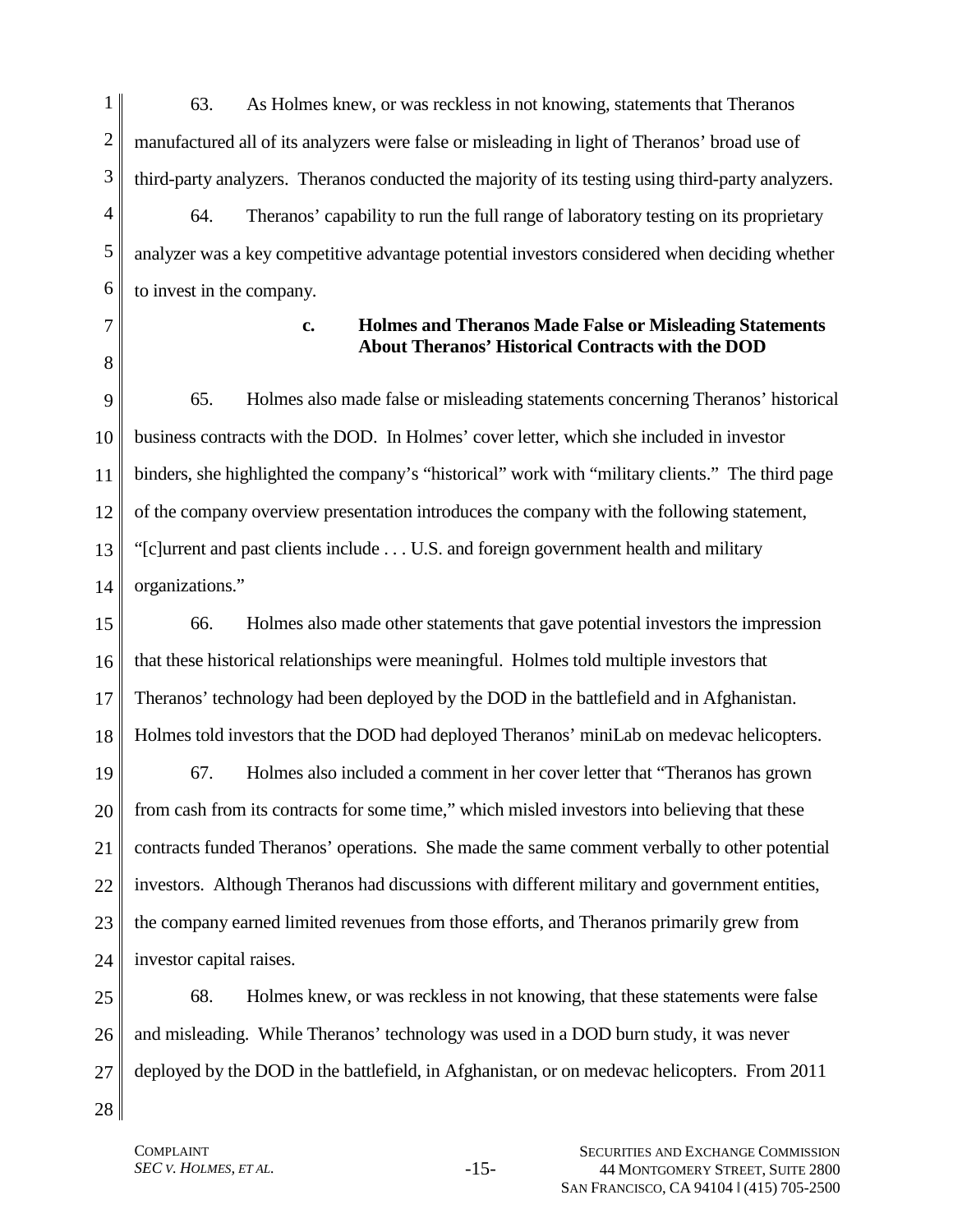63. As Holmes knew, or was reckless in not knowing, statements that Theranos manufactured all of its analyzers were false or misleading in light of Theranos' broad use of third-party analyzers. Theranos conducted the majority of its testing using third-party analyzers.

64. Theranos' capability to run the full range of laboratory testing on its proprietary analyzer was a key competitive advantage potential investors considered when deciding whether to invest in the company.

### c. Holmes and Theranos Made False or Misleading Statements About Theranos' Historical Contracts with the DOD

65. Holmes also made false or misleading statements concerning Theranos' historical business contracts with the DOD. In Holmes' cover letter, which she included in investor binders, she highlighted the company's "historical" work with "military clients." The third page of the company overview presentation introduces the company with the following statement, "[c]urrent and past clients include . . . U.S. and foreign government health and military organizations."

66. Holmes also made other statements that gave potential investors the impression that these historical relationships were meaningful. Holmes told multiple investors that Theranos' technology had been deployed by the DOD in the battlefield and in Afghanistan. Holmes told investors that the DOD had deployed Theranos' miniLab on medevac helicopters.

67. Holmes also included a comment in her cover letter that "Theranos has grown from cash from its contracts for some time," which misled investors into believing that these contracts funded Theranos' operations. She made the same comment verbally to other potential investors. Although Theranos had discussions with different military and government entities, the company earned limited revenues from those efforts, and Theranos primarily grew from investor capital raises.

68. Holmes knew, or was reckless in not knowing, that these statements were false and misleading. While Theranos' technology was used in a DOD burn study, it was never deployed by the DOD in the battlefield, in Afghanistan, or on medevac helicopters. From 2011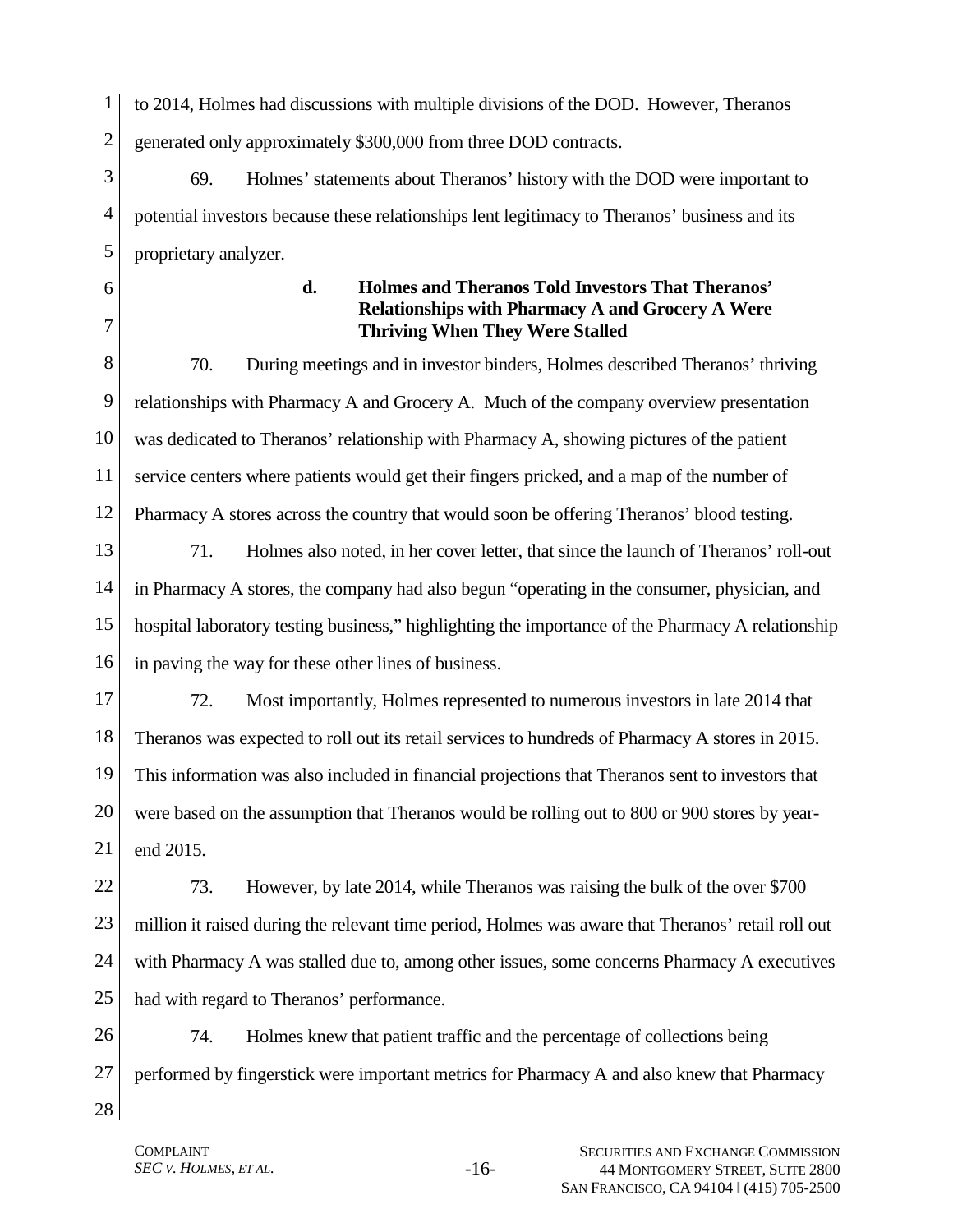to 2014, Holmes had discussions with multiple divisions of the DOD. However, Theranos generated only approximately $300,000 from three DOD contracts.

69. Holmes' statements about Theranos' history with the DOD were important to potential investors because these relationships lent legitimacy to Theranos' business and its proprietary analyzer.

#### d. Holmes and Theranos Told Investors That Theranos' Relationships with Pharmacy A and Grocery A Were Thriving When They Were Stalled

70. During meetings and in investor binders, Holmes described Theranos' thriving relationships with Pharmacy A and Grocery A. Much of the company overview presentation was dedicated to Theranos' relationship with Pharmacy A, showing pictures of the patient service centers where patients would get their fingers pricked, and a map of the number of Pharmacy A stores across the country that would soon be offering Theranos' blood testing.

71. Holmes also noted, in her cover letter, that since the launch of Theranos' roll-out in Pharmacy A stores, the company had also begun "operating in the consumer, physician, and hospital laboratory testing business," highlighting the importance of the Pharmacy A relationship in paving the way for these other lines of business.

72. Most importantly, Holmes represented to numerous investors in late 2014 that Theranos was expected to roll out its retail services to hundreds of Pharmacy A stores in 2015. This information was also included in financial projections that Theranos sent to investors that were based on the assumption that Theranos would be rolling out to 800 or 900 stores by year-end 2015.

73. However, by late 2014, while Theranos was raising the bulk of the over $700 million it raised during the relevant time period, Holmes was aware that Theranos' retail roll out with Pharmacy A was stalled due to, among other issues, some concerns Pharmacy A executives had with regard to Theranos' performance.

74. Holmes knew that patient traffic and the percentage of collections being performed by fingerstick were important metrics for Pharmacy A and also knew that Pharmacy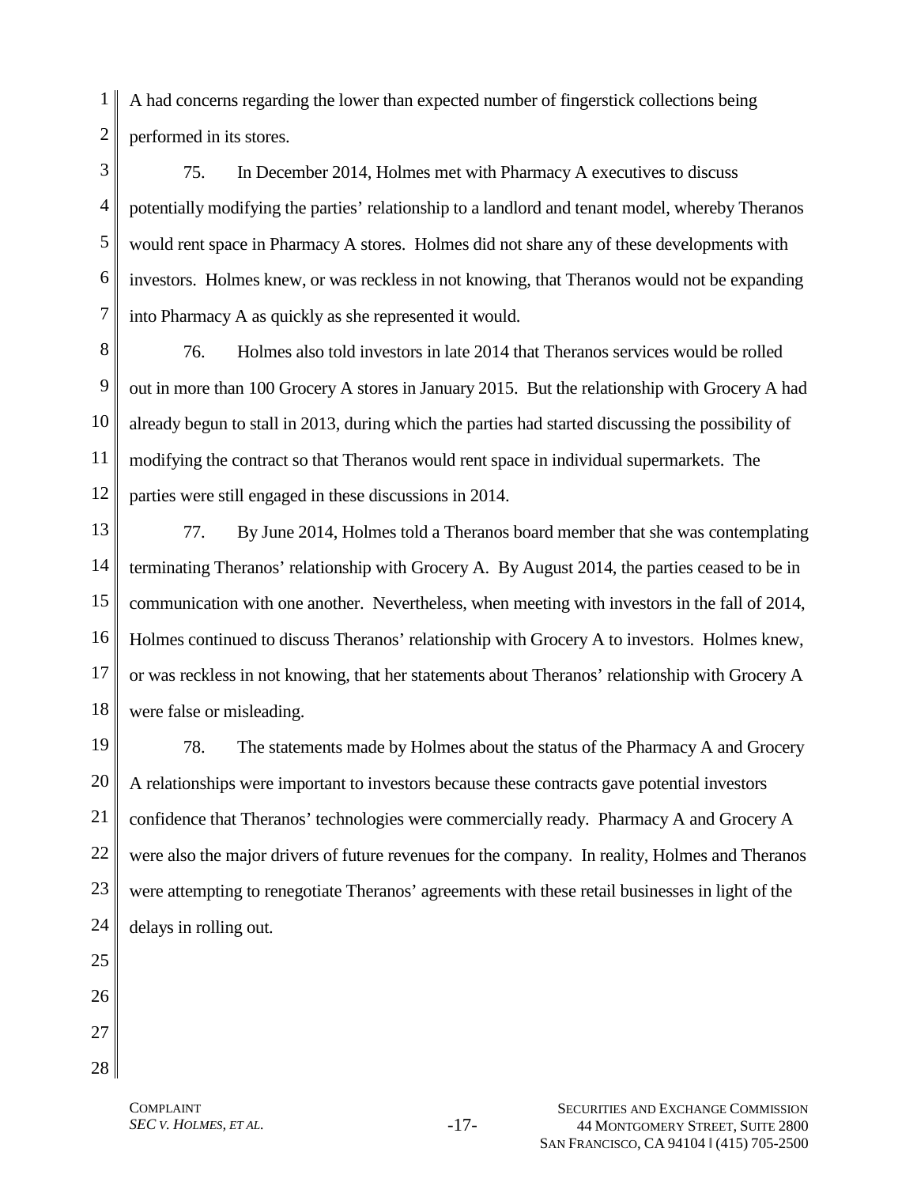A had concerns regarding the lower than expected number of fingerstick collections being performed in its stores.

75. In December 2014, Holmes met with Pharmacy A executives to discuss potentially modifying the parties' relationship to a landlord and tenant model, whereby Theranos would rent space in Pharmacy A stores. Holmes did not share any of these developments with investors. Holmes knew, or was reckless in not knowing, that Theranos would not be expanding into Pharmacy A as quickly as she represented it would.

76. Holmes also told investors in late 2014 that Theranos services would be rolled out in more than 100 Grocery A stores in January 2015. But the relationship with Grocery A had already begun to stall in 2013, during which the parties had started discussing the possibility of modifying the contract so that Theranos would rent space in individual supermarkets. The parties were still engaged in these discussions in 2014.

77. By June 2014, Holmes told a Theranos board member that she was contemplating terminating Theranos' relationship with Grocery A. By August 2014, the parties ceased to be in communication with one another. Nevertheless, when meeting with investors in the fall of 2014, Holmes continued to discuss Theranos' relationship with Grocery A to investors. Holmes knew, or was reckless in not knowing, that her statements about Theranos' relationship with Grocery A were false or misleading.

78. The statements made by Holmes about the status of the Pharmacy A and Grocery A relationships were important to investors because these contracts gave potential investors confidence that Theranos' technologies were commercially ready. Pharmacy A and Grocery A were also the major drivers of future revenues for the company. In reality, Holmes and Theranos were attempting to renegotiate Theranos' agreements with these retail businesses in light of the delays in rolling out.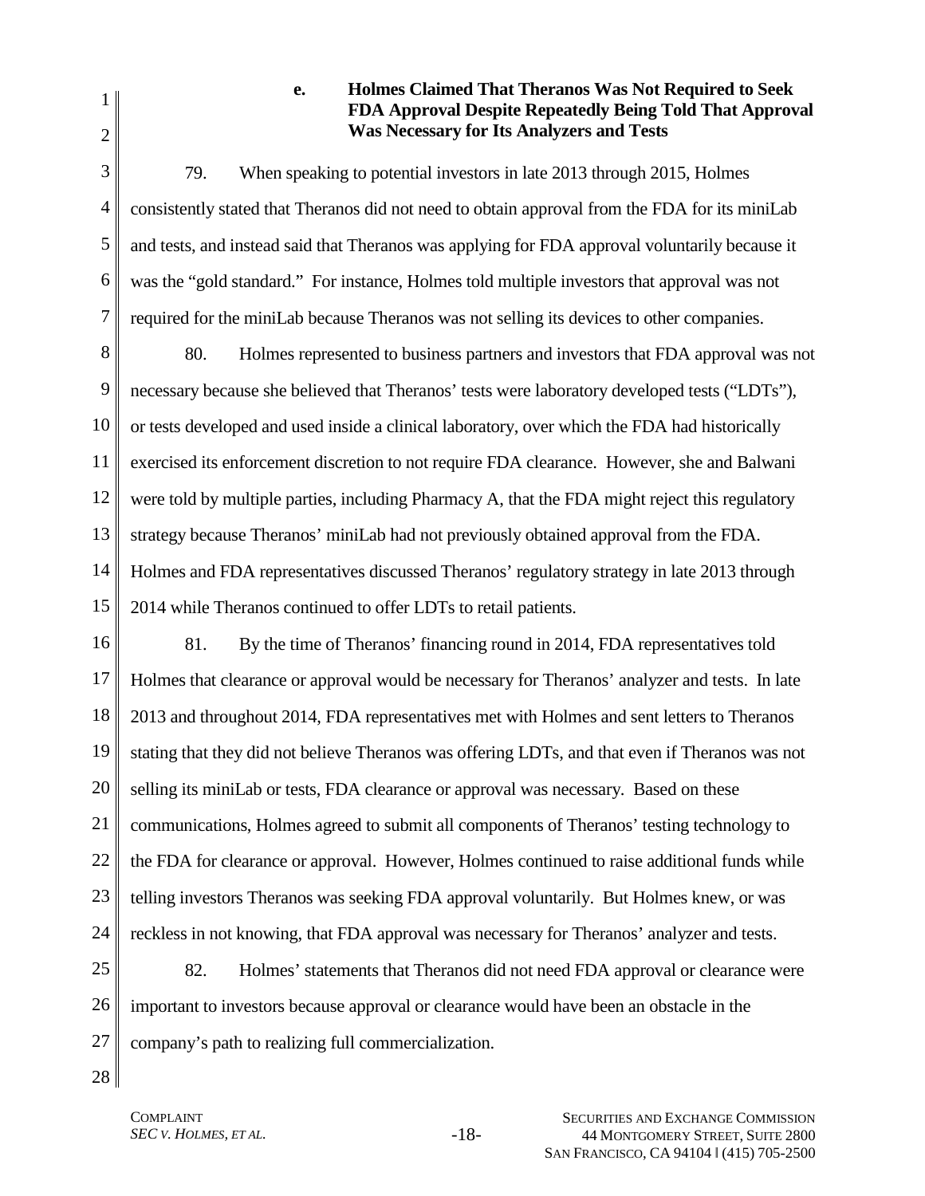#### e. Holmes Claimed That Theranos Was Not Required to Seek FDA Approval Despite Repeatedly Being Told That Approval Was Necessary for Its Analyzers and Tests

79. When speaking to potential investors in late 2013 through 2015, Holmes consistently stated that Theranos did not need to obtain approval from the FDA for its miniLab and tests, and instead said that Theranos was applying for FDA approval voluntarily because it was the "gold standard." For instance, Holmes told multiple investors that approval was not required for the miniLab because Theranos was not selling its devices to other companies.

80. Holmes represented to business partners and investors that FDA approval was not necessary because she believed that Theranos' tests were laboratory developed tests ("LDTs"), or tests developed and used inside a clinical laboratory, over which the FDA had historically exercised its enforcement discretion to not require FDA clearance. However, she and Balwani were told by multiple parties, including Pharmacy A, that the FDA might reject this regulatory strategy because Theranos' miniLab had not previously obtained approval from the FDA. Holmes and FDA representatives discussed Theranos' regulatory strategy in late 2013 through 2014 while Theranos continued to offer LDTs to retail patients.

81. By the time of Theranos' financing round in 2014, FDA representatives told Holmes that clearance or approval would be necessary for Theranos' analyzer and tests. In late 2013 and throughout 2014, FDA representatives met with Holmes and sent letters to Theranos stating that they did not believe Theranos was offering LDTs, and that even if Theranos was not selling its miniLab or tests, FDA clearance or approval was necessary. Based on these communications, Holmes agreed to submit all components of Theranos' testing technology to the FDA for clearance or approval. However, Holmes continued to raise additional funds while telling investors Theranos was seeking FDA approval voluntarily. But Holmes knew, or was reckless in not knowing, that FDA approval was necessary for Theranos' analyzer and tests.

82. Holmes' statements that Theranos did not need FDA approval or clearance were important to investors because approval or clearance would have been an obstacle in the company's path to realizing full commercialization.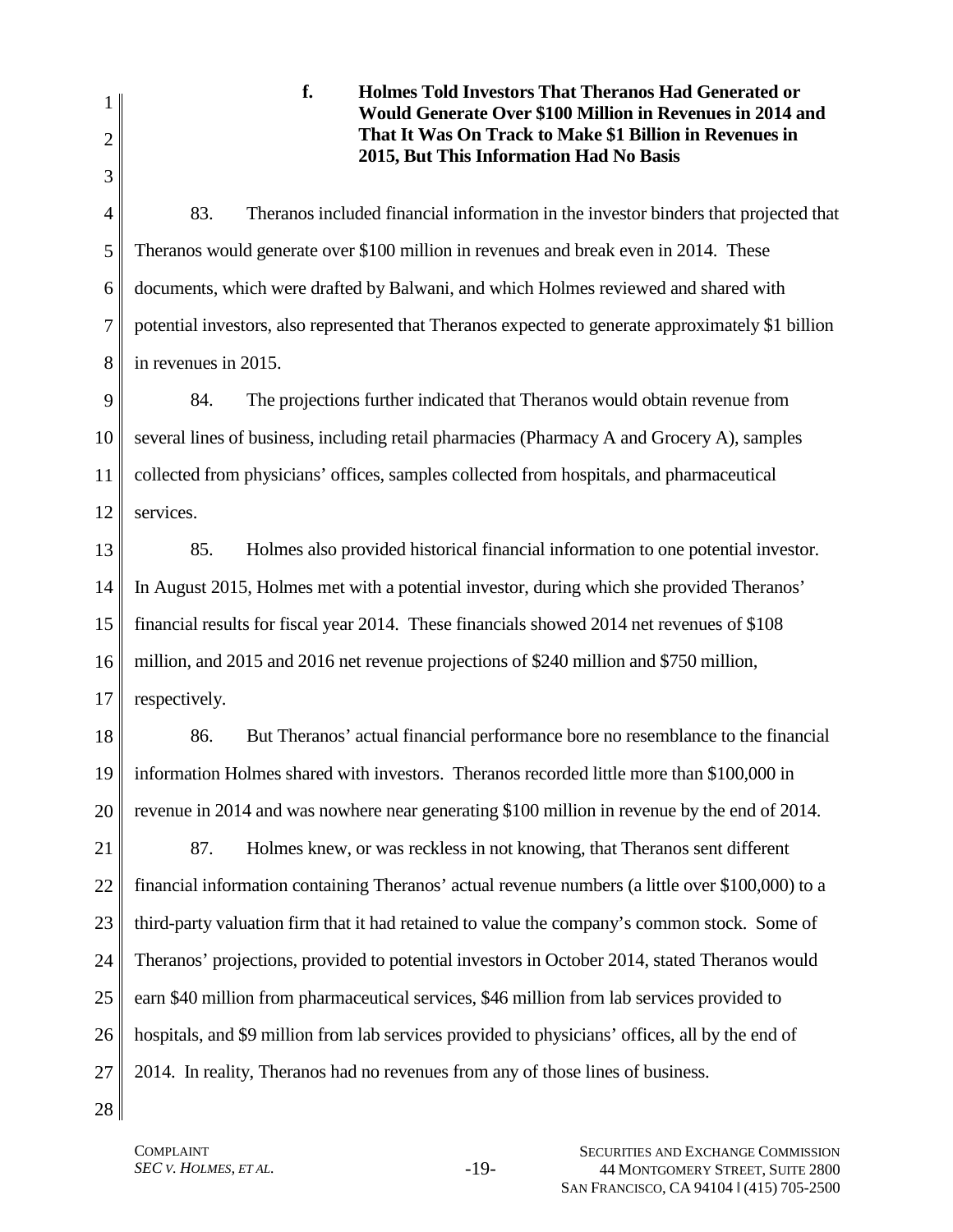#### f. Holmes Told Investors That Theranos Had Generated or Would Generate Over $100 Million in Revenues in 2014 and That It Was On Track to Make $1 Billion in Revenues in 2015, But This Information Had No Basis

83. Theranos included financial information in the investor binders that projected that Theranos would generate over $100 million in revenues and break even in 2014. These documents, which were drafted by Balwani, and which Holmes reviewed and shared with potential investors, also represented that Theranos expected to generate approximately $1 billion in revenues in 2015.

84. The projections further indicated that Theranos would obtain revenue from several lines of business, including retail pharmacies (Pharmacy A and Grocery A), samples collected from physicians' offices, samples collected from hospitals, and pharmaceutical services.

85. Holmes also provided historical financial information to one potential investor. In August 2015, Holmes met with a potential investor, during which she provided Theranos' financial results for fiscal year 2014. These financials showed 2014 net revenues of $108 million, and 2015 and 2016 net revenue projections of $240 million and $750 million, respectively.

86. But Theranos' actual financial performance bore no resemblance to the financial information Holmes shared with investors. Theranos recorded little more than $100,000 in revenue in 2014 and was nowhere near generating $100 million in revenue by the end of 2014.

87. Holmes knew, or was reckless in not knowing, that Theranos sent different financial information containing Theranos' actual revenue numbers (a little over $100,000) to a third-party valuation firm that it had retained to value the company's common stock. Some of Theranos' projections, provided to potential investors in October 2014, stated Theranos would earn $40 million from pharmaceutical services, $46 million from lab services provided to hospitals, and $9 million from lab services provided to physicians' offices, all by the end of 2014. In reality, Theranos had no revenues from any of those lines of business.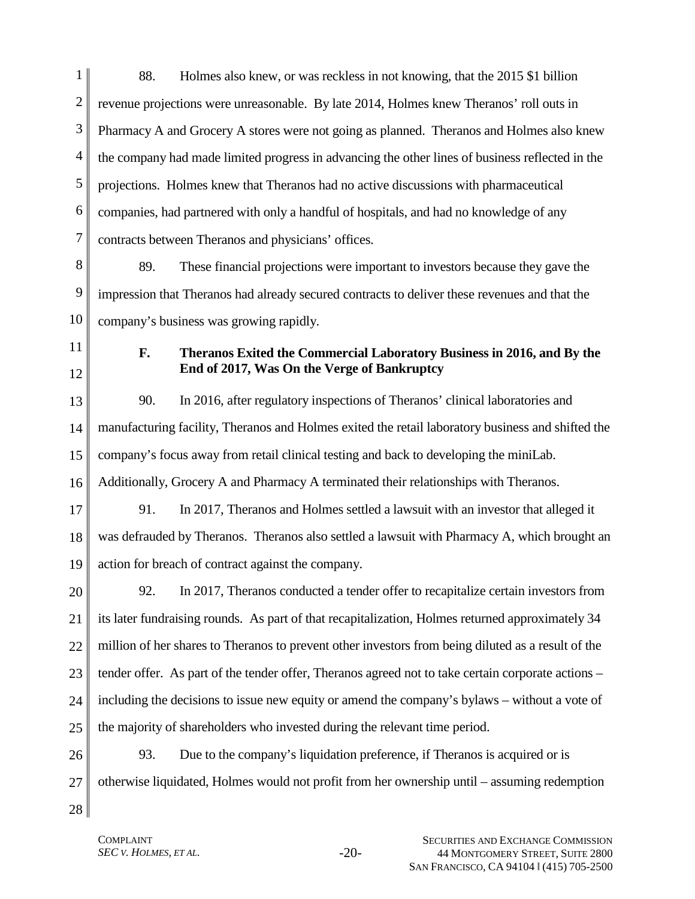88. Holmes also knew, or was reckless in not knowing, that the 2015 $1 billion revenue projections were unreasonable. By late 2014, Holmes knew Theranos' roll outs in Pharmacy A and Grocery A stores were not going as planned. Theranos and Holmes also knew the company had made limited progress in advancing the other lines of business reflected in the projections. Holmes knew that Theranos had no active discussions with pharmaceutical companies, had partnered with only a handful of hospitals, and had no knowledge of any contracts between Theranos and physicians' offices.

89. These financial projections were important to investors because they gave the impression that Theranos had already secured contracts to deliver these revenues and that the company's business was growing rapidly.

### F. Theranos Exited the Commercial Laboratory Business in 2016, and By the End of 2017, Was On the Verge of Bankruptcy

90. In 2016, after regulatory inspections of Theranos' clinical laboratories and manufacturing facility, Theranos and Holmes exited the retail laboratory business and shifted the company's focus away from retail clinical testing and back to developing the miniLab. Additionally, Grocery A and Pharmacy A terminated their relationships with Theranos.

91. In 2017, Theranos and Holmes settled a lawsuit with an investor that alleged it was defrauded by Theranos. Theranos also settled a lawsuit with Pharmacy A, which brought an action for breach of contract against the company.

92. In 2017, Theranos conducted a tender offer to recapitalize certain investors from its later fundraising rounds. As part of that recapitalization, Holmes returned approximately 34 million of her shares to Theranos to prevent other investors from being diluted as a result of the tender offer. As part of the tender offer, Theranos agreed not to take certain corporate actions – including the decisions to issue new equity or amend the company's bylaws – without a vote of the majority of shareholders who invested during the relevant time period.

93. Due to the company's liquidation preference, if Theranos is acquired or is otherwise liquidated, Holmes would not profit from her ownership until – assuming redemption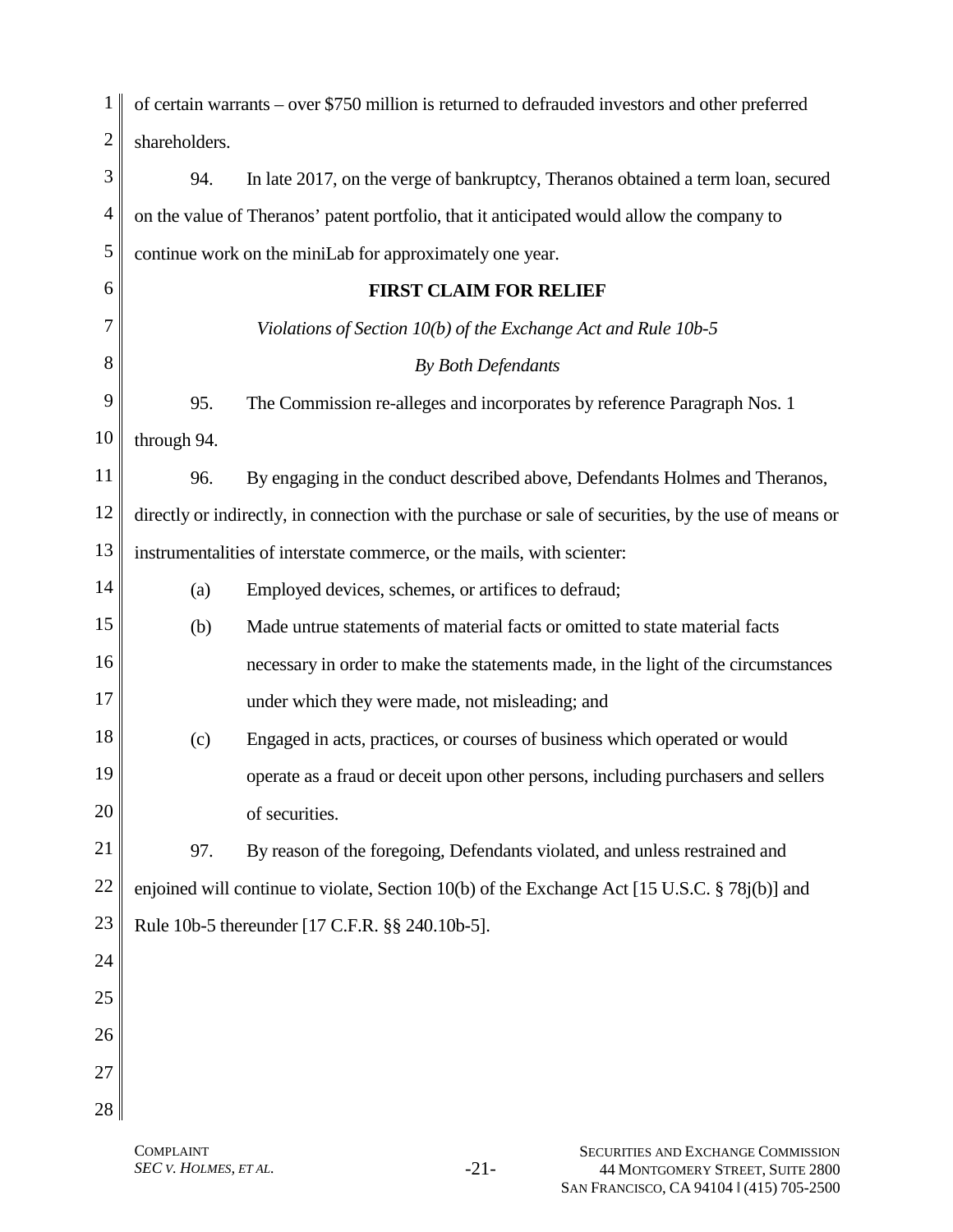of certain warrants – over $750 million is returned to defrauded investors and other preferred shareholders.

94. In late 2017, on the verge of bankruptcy, Theranos obtained a term loan, secured on the value of Theranos' patent portfolio, that it anticipated would allow the company to continue work on the miniLab for approximately one year.

## FIRST CLAIM FOR RELIEF

*Violations of Section 10(b) of the Exchange Act and Rule 10b-5*

*By Both Defendants*

95. The Commission re-alleges and incorporates by reference Paragraph Nos. 1 through 94.

96. By engaging in the conduct described above, Defendants Holmes and Theranos, directly or indirectly, in connection with the purchase or sale of securities, by the use of means or instrumentalities of interstate commerce, or the mails, with scienter:

(a) Employed devices, schemes, or artifices to defraud;

(b) Made untrue statements of material facts or omitted to state material facts necessary in order to make the statements made, in the light of the circumstances under which they were made, not misleading; and

(c) Engaged in acts, practices, or courses of business which operated or would operate as a fraud or deceit upon other persons, including purchasers and sellers of securities.

97. By reason of the foregoing, Defendants violated, and unless restrained and enjoined will continue to violate, Section 10(b) of the Exchange Act [15 U.S.C. § 78j(b)] and Rule 10b-5 thereunder [17 C.F.R. §§ 240.10b-5].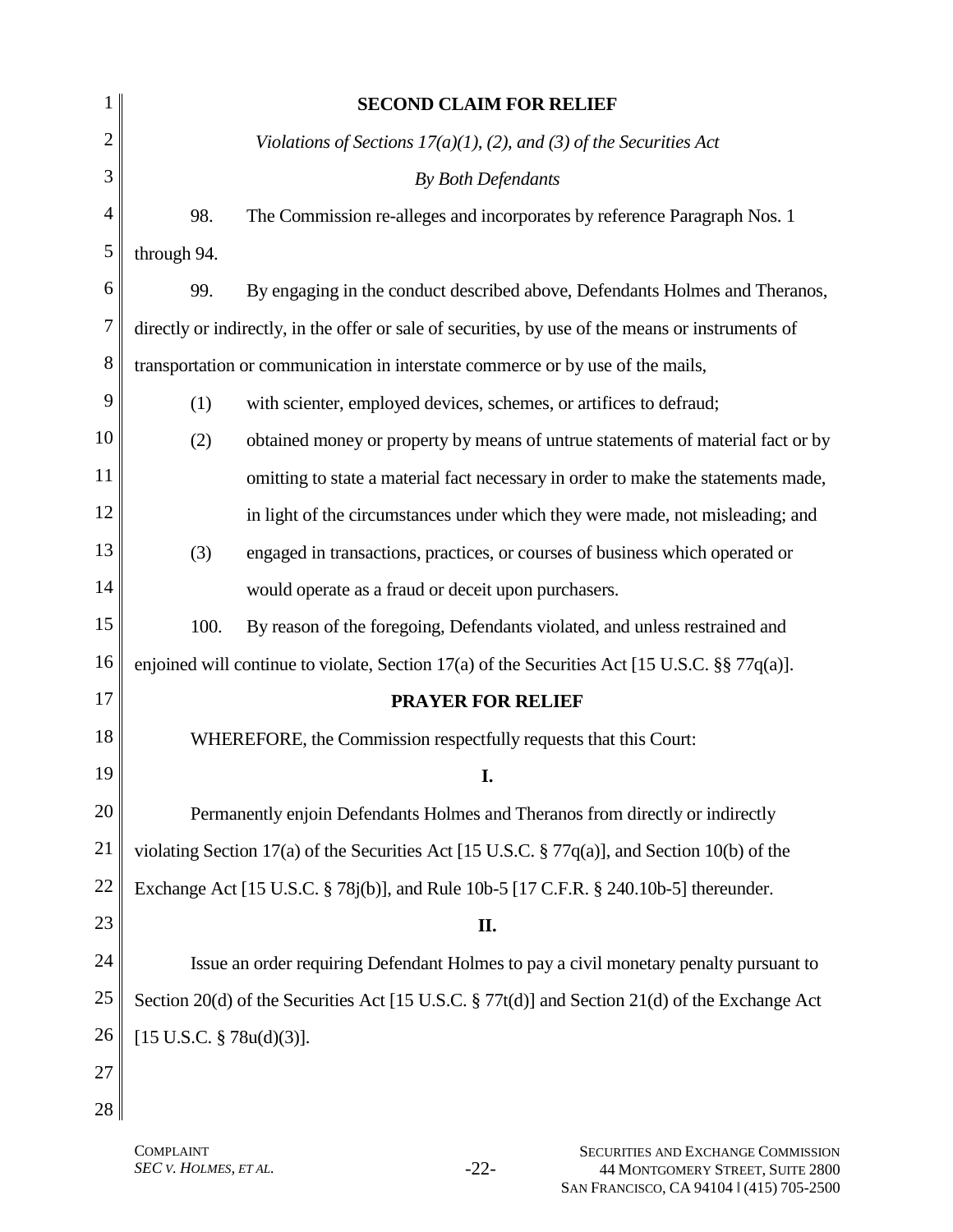## SECOND CLAIM FOR RELIEF

*Violations of Sections 17(a)(1), (2), and (3) of the Securities Act*

*By Both Defendants*

98. The Commission re-alleges and incorporates by reference Paragraph Nos. 1 through 94.

99. By engaging in the conduct described above, Defendants Holmes and Theranos, directly or indirectly, in the offer or sale of securities, by use of the means or instruments of transportation or communication in interstate commerce or by use of the mails,

(1) with scienter, employed devices, schemes, or artifices to defraud;

(2) obtained money or property by means of untrue statements of material fact or by omitting to state a material fact necessary in order to make the statements made, in light of the circumstances under which they were made, not misleading; and

(3) engaged in transactions, practices, or courses of business which operated or would operate as a fraud or deceit upon purchasers.

100. By reason of the foregoing, Defendants violated, and unless restrained and enjoined will continue to violate, Section 17(a) of the Securities Act [15 U.S.C. §§ 77q(a)].

## PRAYER FOR RELIEF

WHEREFORE, the Commission respectfully requests that this Court:

**I.**

Permanently enjoin Defendants Holmes and Theranos from directly or indirectly violating Section 17(a) of the Securities Act [15 U.S.C. § 77q(a)], and Section 10(b) of the Exchange Act [15 U.S.C. § 78j(b)], and Rule 10b-5 [17 C.F.R. § 240.10b-5] thereunder.

**II.**

Issue an order requiring Defendant Holmes to pay a civil monetary penalty pursuant to Section 20(d) of the Securities Act [15 U.S.C. § 77t(d)] and Section 21(d) of the Exchange Act [15 U.S.C. § 78u(d)(3)].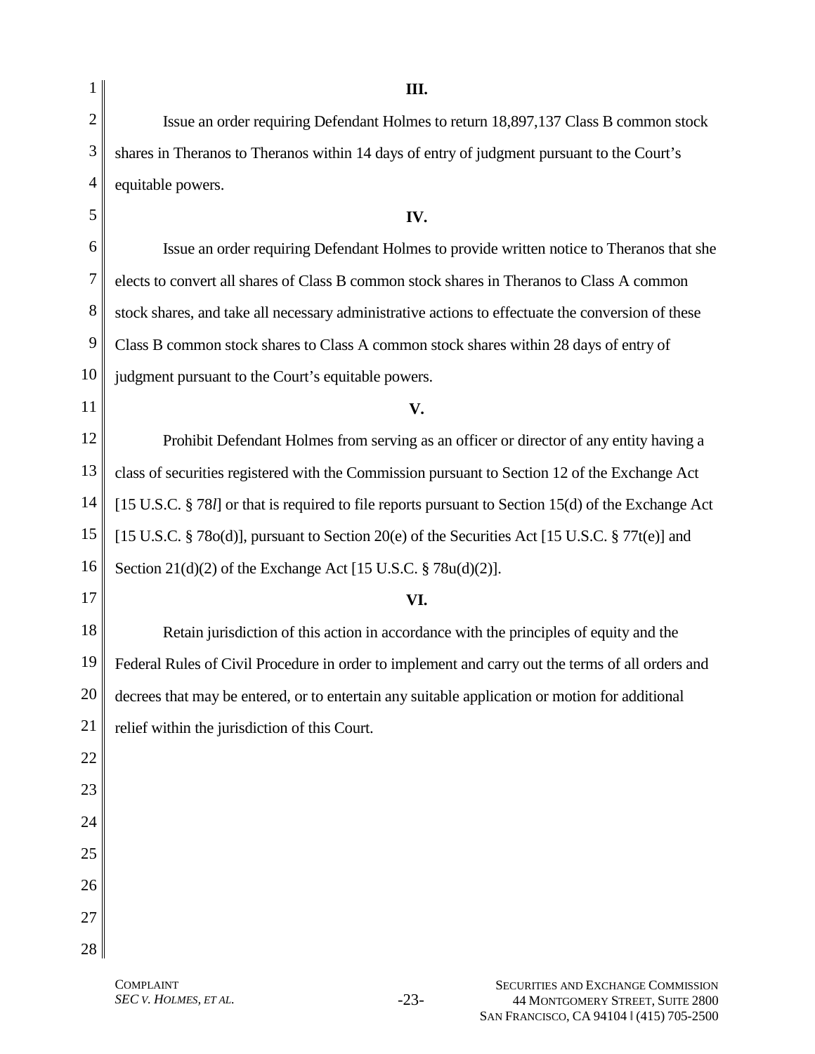**III.**

Issue an order requiring Defendant Holmes to return 18,897,137 Class B common stock shares in Theranos to Theranos within 14 days of entry of judgment pursuant to the Court's equitable powers.

**IV.**

Issue an order requiring Defendant Holmes to provide written notice to Theranos that she elects to convert all shares of Class B common stock shares in Theranos to Class A common stock shares, and take all necessary administrative actions to effectuate the conversion of these Class B common stock shares to Class A common stock shares within 28 days of entry of judgment pursuant to the Court's equitable powers.

**V.**

Prohibit Defendant Holmes from serving as an officer or director of any entity having a class of securities registered with the Commission pursuant to Section 12 of the Exchange Act [15 U.S.C. § 78*l*] or that is required to file reports pursuant to Section 15(d) of the Exchange Act [15 U.S.C. § 78o(d)], pursuant to Section 20(e) of the Securities Act [15 U.S.C. § 77t(e)] and Section 21(d)(2) of the Exchange Act [15 U.S.C. § 78u(d)(2)].

**VI.**

Retain jurisdiction of this action in accordance with the principles of equity and the Federal Rules of Civil Procedure in order to implement and carry out the terms of all orders and decrees that may be entered, or to entertain any suitable application or motion for additional relief within the jurisdiction of this Court.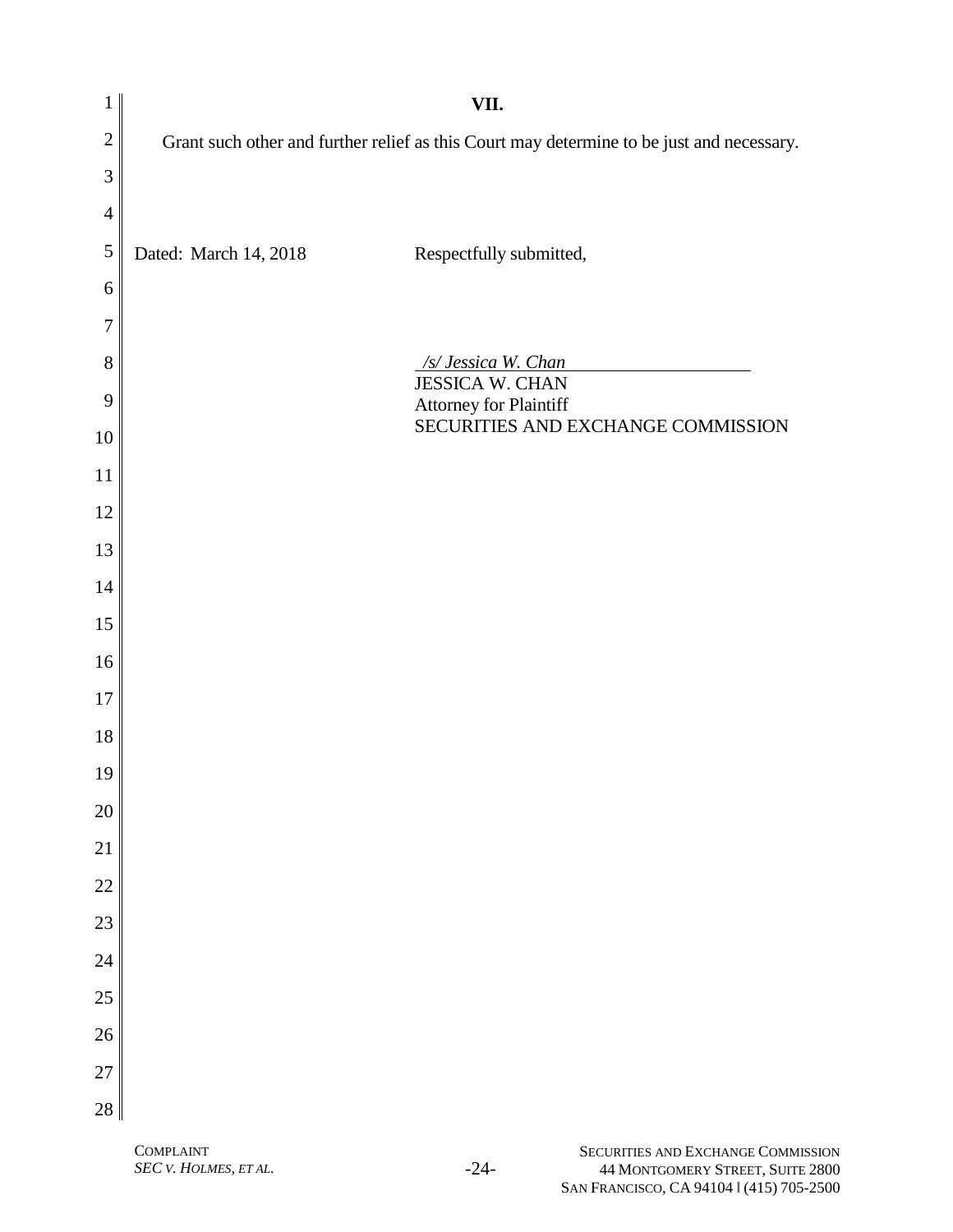**VII.**

Grant such other and further relief as this Court may determine to be just and necessary.

Dated: March 14, 2018

Respectfully submitted,

*/s/ Jessica W. Chan*
JESSICA W. CHAN
Attorney for Plaintiff
SECURITIES AND EXCHANGE COMMISSION